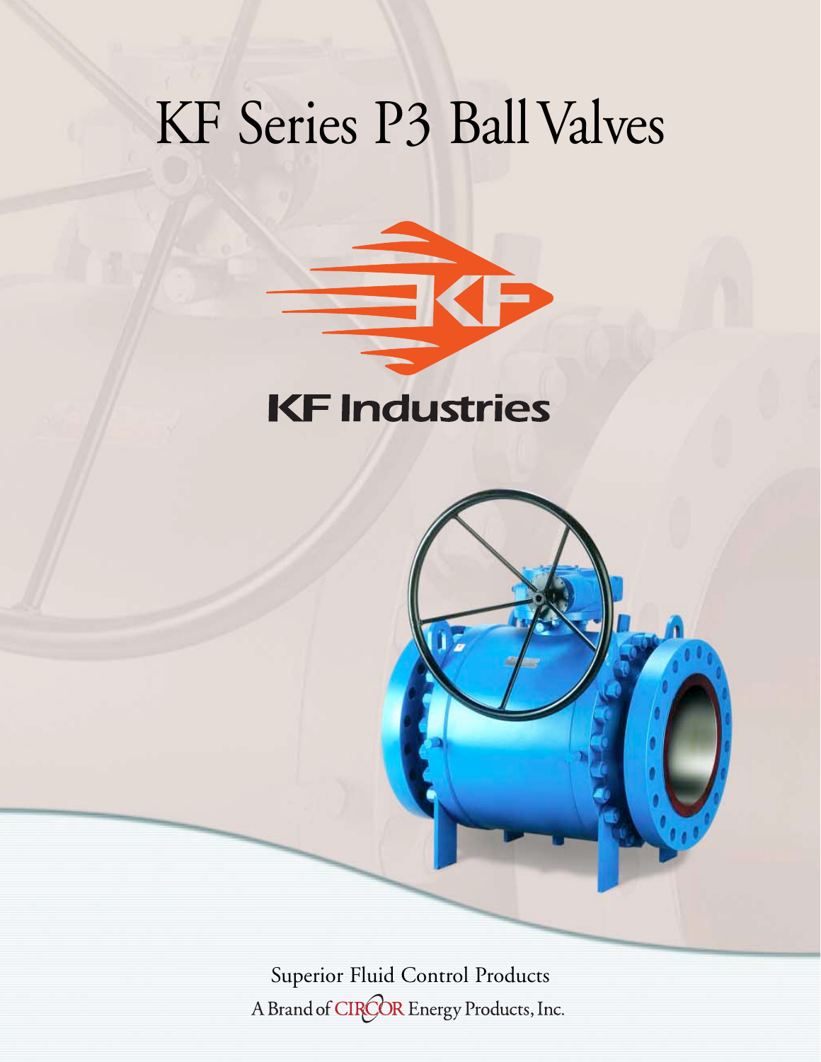# KF Series P3 Ball Valves

KF Industries

Superior Fluid Control Products

A Brand of CIRCOR Energy Products, Inc.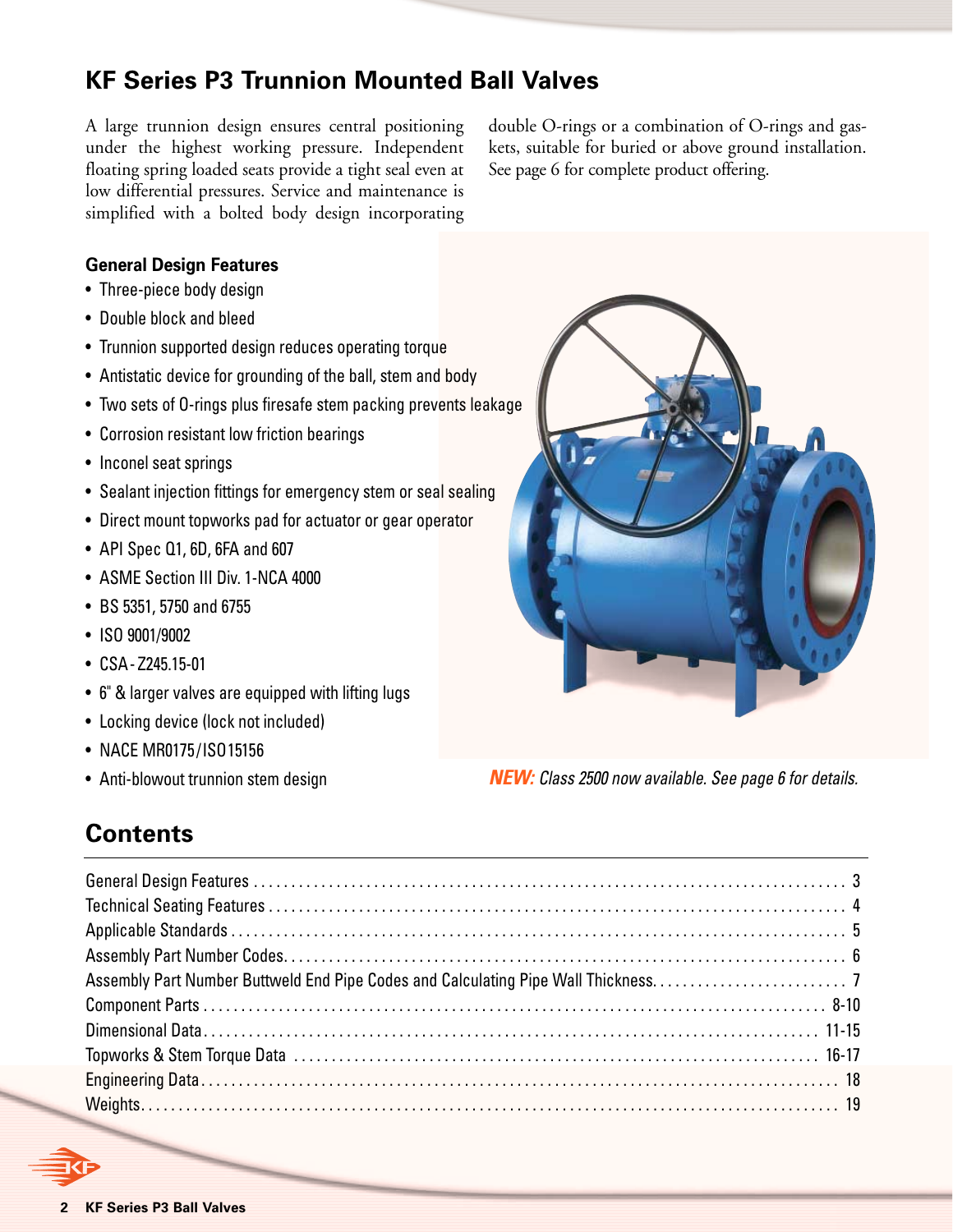# KF Series P3 Trunnion Mounted Ball Valves

A large trunnion design ensures central positioning under the highest working pressure. Independent floating spring loaded seats provide a tight seal even at low differential pressures. Service and maintenance is simplified with a bolted body design incorporating double O-rings or a combination of O-rings and gaskets, suitable for buried or above ground installation. See page 6 for complete product offering.

### General Design Features

- Three-piece body design
- Double block and bleed
- Trunnion supported design reduces operating torque
- Antistatic device for grounding of the ball, stem and body
- Two sets of O-rings plus firesafe stem packing prevents leakage
- Corrosion resistant low friction bearings
- Inconel seat springs
- Sealant injection fittings for emergency stem or seal sealing
- Direct mount topworks pad for actuator or gear operator
- API Spec Q1, 6D, 6FA and 607
- ASME Section III Div. 1-NCA 4000
- BS 5351, 5750 and 6755
- ISO 9001/9002
- CSA - Z245.15-01
- 6" & larger valves are equipped with lifting lugs
- Locking device (lock not included)
- NACE MR0175/ISO 15156
- Anti-blowout trunnion stem design

***NEW:*** *Class 2500 now available. See page 6 for details.*

## Contents

| | |
|---|---|
| General Design Features | 3 |
| Technical Seating Features | 4 |
| Applicable Standards | 5 |
| Assembly Part Number Codes | 6 |
| Assembly Part Number Buttweld End Pipe Codes and Calculating Pipe Wall Thickness | 7 |
| Component Parts | 8-10 |
| Dimensional Data | 11-15 |
| Topworks & Stem Torque Data | 16-17 |
| Engineering Data | 18 |
| Weights | 19 |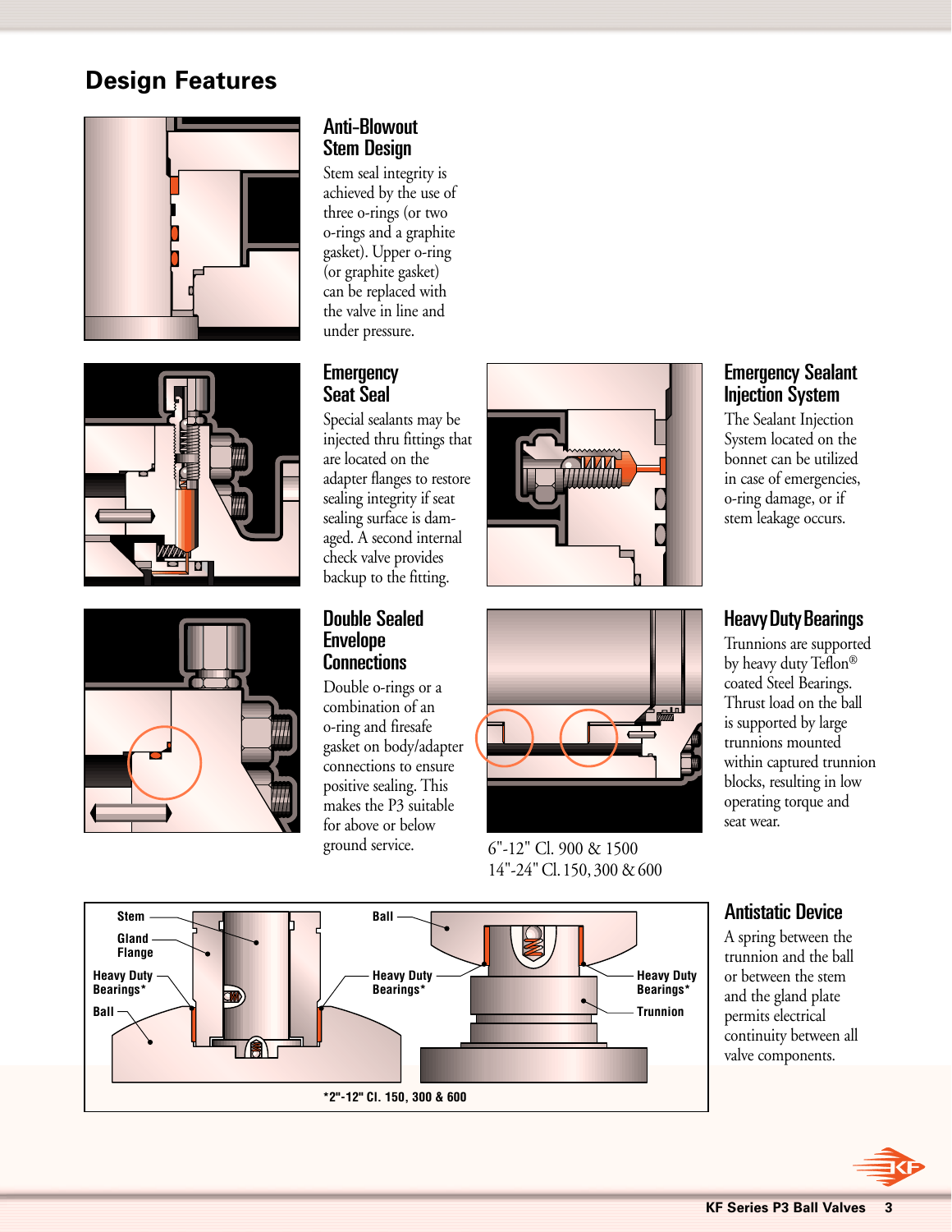## Design Features

### Anti-Blowout Stem Design

Stem seal integrity is achieved by the use of three o-rings (or two o-rings and a graphite gasket). Upper o-ring (or graphite gasket) can be replaced with the valve in line and under pressure.

### Emergency Seat Seal

Special sealants may be injected thru fittings that are located on the adapter flanges to restore sealing integrity if seat sealing surface is damaged. A second internal check valve provides backup to the fitting.

### Emergency Sealant Injection System

The Sealant Injection System located on the bonnet can be utilized in case of emergencies, o-ring damage, or if stem leakage occurs.

### Double Sealed Envelope Connections

Double o-rings or a combination of an o-ring and firesafe gasket on body/adapter connections to ensure positive sealing. This makes the P3 suitable for above or below ground service.

6"-12" Cl. 900 & 1500
14"-24" Cl. 150, 300 & 600

### Heavy Duty Bearings

Trunnions are supported by heavy duty Teflon® coated Steel Bearings. Thrust load on the ball is supported by large trunnions mounted within captured trunnion blocks, resulting in low operating torque and seat wear.

Stem, Gland Flange, Heavy Duty Bearings*, Ball, Ball, Heavy Duty Bearings*, Heavy Duty Bearings*, Trunnion

*2"-12" Cl. 150, 300 & 600

### Antistatic Device

A spring between the trunnion and the ball or between the stem and the gland plate permits electrical continuity between all valve components.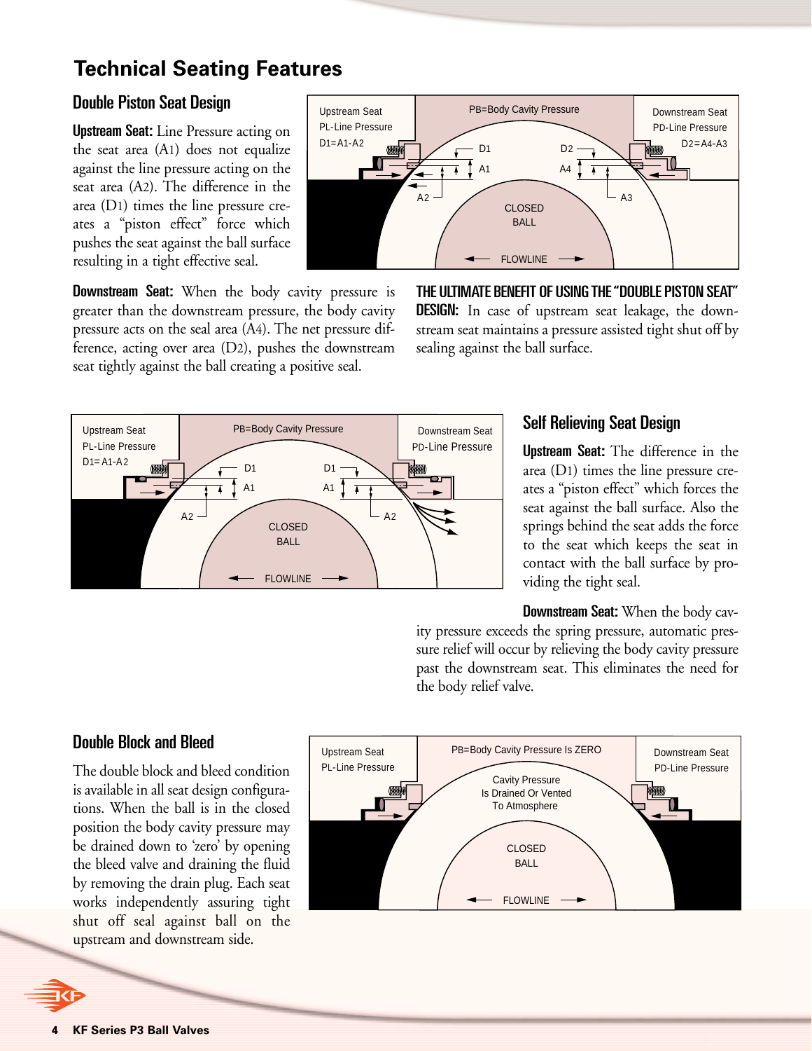# Technical Seating Features

## Double Piston Seat Design

**Upstream Seat:** Line Pressure acting on the seat area (A1) does not equalize against the line pressure acting on the seat area (A2). The difference in the area (D1) times the line pressure creates a "piston effect" force which pushes the seat against the ball surface resulting in a tight effective seal.

**Downstream Seat:** When the body cavity pressure is greater than the downstream pressure, the body cavity pressure acts on the seal area (A4). The net pressure difference, acting over area (D2), pushes the downstream seat tightly against the ball creating a positive seal.

**THE ULTIMATE BENEFIT OF USING THE "DOUBLE PISTON SEAT" DESIGN:** In case of upstream seat leakage, the downstream seat maintains a pressure assisted tight shut off by sealing against the ball surface.

## Self Relieving Seat Design

**Upstream Seat:** The difference in the area (D1) times the line pressure creates a "piston effect" which forces the seat against the ball surface. Also the springs behind the seat adds the force to the seat which keeps the seat in contact with the ball surface by providing the tight seal.

**Downstream Seat:** When the body cavity pressure exceeds the spring pressure, automatic pressure relief will occur by relieving the body cavity pressure past the downstream seat. This eliminates the need for the body relief valve.

## Double Block and Bleed

The double block and bleed condition is available in all seat design configurations. When the ball is in the closed position the body cavity pressure may be drained down to 'zero' by opening the bleed valve and draining the fluid by removing the drain plug. Each seat works independently assuring tight shut off seal against ball on the upstream and downstream side.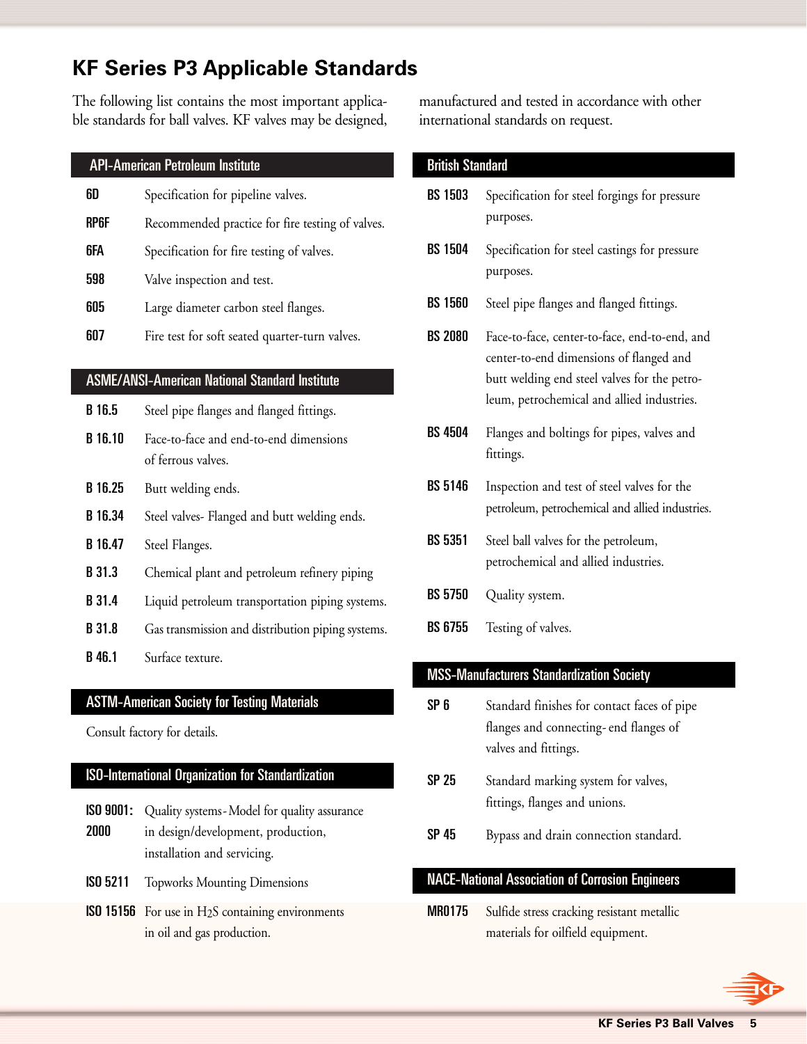# KF Series P3 Applicable Standards

The following list contains the most important applicable standards for ball valves. KF valves may be designed, manufactured and tested in accordance with other international standards on request.

## API-American Petroleum Institute

| | |
|---|---|
| **6D** | Specification for pipeline valves. |
| **RP6F** | Recommended practice for fire testing of valves. |
| **6FA** | Specification for fire testing of valves. |
| **598** | Valve inspection and test. |
| **605** | Large diameter carbon steel flanges. |
| **607** | Fire test for soft seated quarter-turn valves. |

## ASME/ANSI-American National Standard Institute

| | |
|---|---|
| **B 16.5** | Steel pipe flanges and flanged fittings. |
| **B 16.10** | Face-to-face and end-to-end dimensions of ferrous valves. |
| **B 16.25** | Butt welding ends. |
| **B 16.34** | Steel valves- Flanged and butt welding ends. |
| **B 16.47** | Steel Flanges. |
| **B 31.3** | Chemical plant and petroleum refinery piping |
| **B 31.4** | Liquid petroleum transportation piping systems. |
| **B 31.8** | Gas transmission and distribution piping systems. |
| **B 46.1** | Surface texture. |

## ASTM-American Society for Testing Materials

Consult factory for details.

## ISO-International Organization for Standardization

| | |
|---|---|
| **ISO 9001: 2000** | Quality systems-Model for quality assurance in design/development, production, installation and servicing. |
| **ISO 5211** | Topworks Mounting Dimensions |
| **ISO 15156** | For use in $H_2S$ containing environments in oil and gas production. |

## British Standard

| | |
|---|---|
| **BS 1503** | Specification for steel forgings for pressure purposes. |
| **BS 1504** | Specification for steel castings for pressure purposes. |
| **BS 1560** | Steel pipe flanges and flanged fittings. |
| **BS 2080** | Face-to-face, center-to-face, end-to-end, and center-to-end dimensions of flanged and butt welding end steel valves for the petroleum, petrochemical and allied industries. |
| **BS 4504** | Flanges and boltings for pipes, valves and fittings. |
| **BS 5146** | Inspection and test of steel valves for the petroleum, petrochemical and allied industries. |
| **BS 5351** | Steel ball valves for the petroleum, petrochemical and allied industries. |
| **BS 5750** | Quality system. |
| **BS 6755** | Testing of valves. |

## MSS-Manufacturers Standardization Society

| | |
|---|---|
| **SP 6** | Standard finishes for contact faces of pipe flanges and connecting- end flanges of valves and fittings. |
| **SP 25** | Standard marking system for valves, fittings, flanges and unions. |
| **SP 45** | Bypass and drain connection standard. |

## NACE-National Association of Corrosion Engineers

| | |
|---|---|
| **MR0175** | Sulfide stress cracking resistant metallic materials for oilfield equipment. |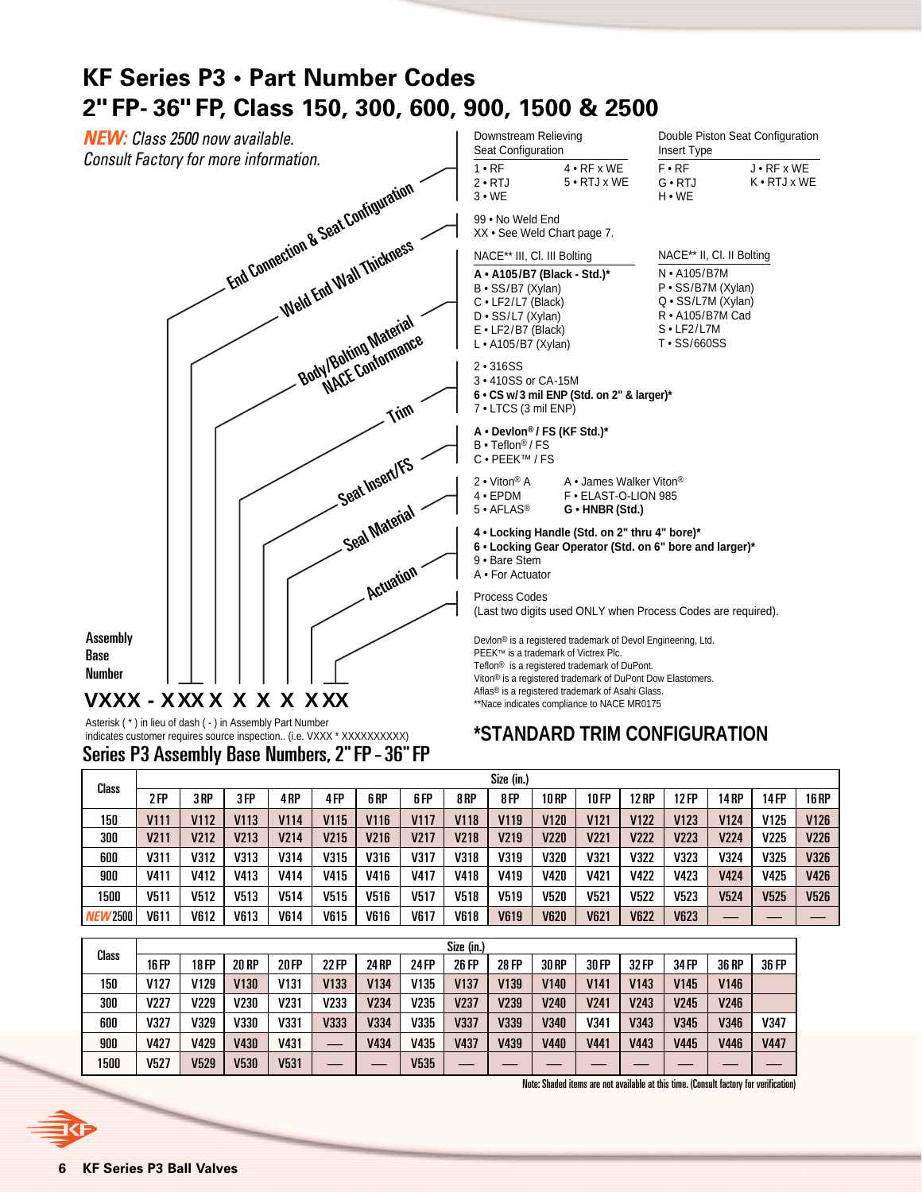# KF Series P3 • Part Number Codes

## 2" FP- 36" FP, Class 150, 300, 600, 900, 1500 & 2500

***NEW:*** *Class 2500 now available. Consult Factory for more information.*

**End Connection & Seat Configuration**

| Downstream Relieving Seat Configuration | | Double Piston Seat Configuration Insert Type | |
|---|---|---|---|
| 1 • RF | 4 • RF x WE | F • RF | J • RF x WE |
| 2 • RTJ | 5 • RTJ x WE | G • RTJ | K • RTJ x WE |
| 3 • WE | | H • WE | |

**Weld End Wall Thickness**

- 99 • No Weld End
- XX • See Weld Chart page 7.

**Body/Bolting Material NACE Conformance**

| NACE** III, Cl. III Bolting | NACE** II, Cl. II Bolting |
|---|---|
| **A • A105/B7 (Black - Std.)*** | N • A105/B7M |
| B • SS/B7 (Xylan) | P • SS/B7M (Xylan) |
| C • LF2/L7 (Black) | Q • SS/L7M (Xylan) |
| D • SS/L7 (Xylan) | R • A105/B7M Cad |
| E • LF2/B7 (Black) | S • LF2/L7M |
| L • A105/B7 (Xylan) | T • SS/660SS |

**Trim**

- 2 • 316SS
- 3 • 410SS or CA-15M
- **6 • CS w/3 mil ENP (Std. on 2" & larger)***
- 7 • LTCS (3 mil ENP)

**Seat Insert/FS**

- **A • Devlon® / FS (KF Std.)***
- B • Teflon® / FS
- C • PEEK™ / FS

**Seal Material**

- 2 • Viton® A
- 4 • EPDM
- 5 • AFLAS®
- A • James Walker Viton®
- F • ELAST-O-LION 985
- **G • HNBR (Std.)**

**Actuation**

- **4 • Locking Handle (Std. on 2" thru 4" bore)***
- **6 • Locking Gear Operator (Std. on 6" bore and larger)***
- 9 • Bare Stem
- A • For Actuator

Process Codes
(Last two digits used ONLY when Process Codes are required).

**Assembly Base Number**

**VXXX - XXXX X X X X XXX**

Asterisk ( * ) in lieu of dash ( - ) in Assembly Part Number indicates customer requires source inspection.. (i.e. VXXX * XXXXXXXXXX)

Devlon® is a registered trademark of Devol Engineering, Ltd.
PEEK™ is a trademark of Victrex Plc.
Teflon® is a registered trademark of DuPont.
Viton® is a registered trademark of DuPont Dow Elastomers.
Aflas® is a registered trademark of Asahi Glass.
**Nace indicates compliance to NACE MR0175

## *STANDARD TRIM CONFIGURATION

## Series P3 Assembly Base Numbers, 2" FP – 36" FP

| Class | Size (in.) | | | | | | | | | | | | | | | |
|---|---|---|---|---|---|---|---|---|---|---|---|---|---|---|---|---|
| | 2 FP | 3 RP | 3 FP | 4 RP | 4 FP | 6 RP | 6 FP | 8 RP | 8 FP | 10 RP | 10 FP | 12 RP | 12 FP | 14 RP | 14 FP | 16 RP |
| 150 | V111 | V112 | V113 | V114 | V115 | V116 | V117 | V118 | V119 | V120 | V121 | V122 | V123 | V124 | V125 | V126 |
| 300 | V211 | V212 | V213 | V214 | V215 | V216 | V217 | V218 | V219 | V220 | V221 | V222 | V223 | V224 | V225 | V226 |
| 600 | V311 | V312 | V313 | V314 | V315 | V316 | V317 | V318 | V319 | V320 | V321 | V322 | V323 | V324 | V325 | V326 |
| 900 | V411 | V412 | V413 | V414 | V415 | V416 | V417 | V418 | V419 | V420 | V421 | V422 | V423 | V424 | V425 | V426 |
| 1500 | V511 | V512 | V513 | V514 | V515 | V516 | V517 | V518 | V519 | V520 | V521 | V522 | V523 | V524 | V525 | V526 |
| *NEW* 2500 | V611 | V612 | V613 | V614 | V615 | V616 | V617 | V618 | V619 | V620 | V621 | V622 | V623 | — | — | — |

| Class | Size (in.) | | | | | | | | | | | | | | |
|---|---|---|---|---|---|---|---|---|---|---|---|---|---|---|---|
| | 16 FP | 18 FP | 20 RP | 20 FP | 22 FP | 24 RP | 24 FP | 26 FP | 28 FP | 30 RP | 30 FP | 32 FP | 34 FP | 36 RP | 36 FP |
| 150 | V127 | V129 | V130 | V131 | V133 | V134 | V135 | V137 | V139 | V140 | V141 | V143 | V145 | V146 | |
| 300 | V227 | V229 | V230 | V231 | V233 | V234 | V235 | V237 | V239 | V240 | V241 | V243 | V245 | V246 | |
| 600 | V327 | V329 | V330 | V331 | V333 | V334 | V335 | V337 | V339 | V340 | V341 | V343 | V345 | V346 | V347 |
| 900 | V427 | V429 | V430 | V431 | — | V434 | V435 | V437 | V439 | V440 | V441 | V443 | V445 | V446 | V447 |
| 1500 | V527 | V529 | V530 | V531 | — | — | V535 | — | — | — | — | — | — | — | — |

Note: Shaded items are not available at this time. (Consult factory for verification)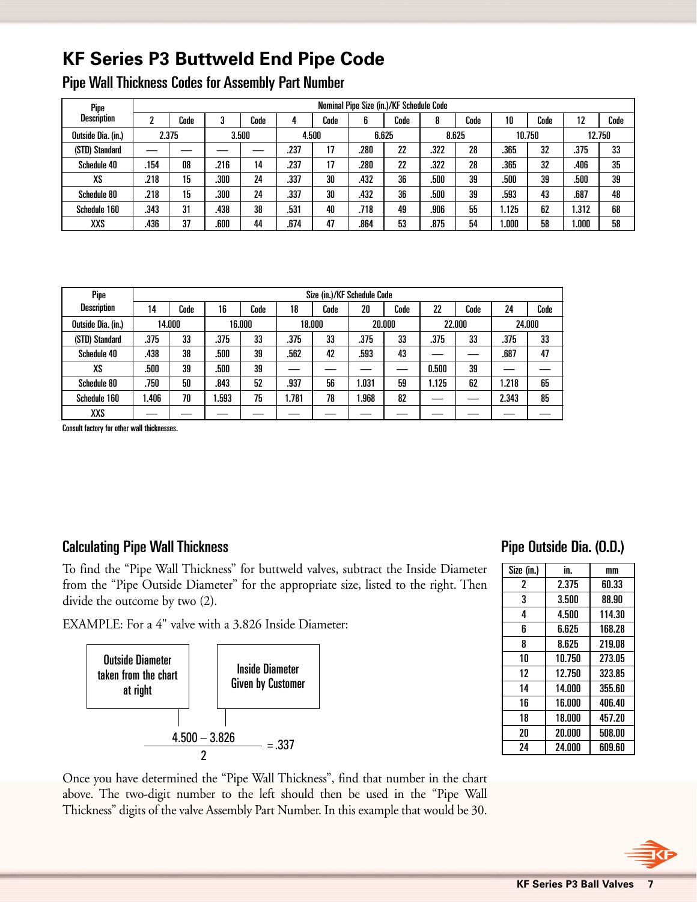# KF Series P3 Buttweld End Pipe Code

## Pipe Wall Thickness Codes for Assembly Part Number

| Pipe Description | Nominal Pipe Size (in.)/KF Schedule Code | | | | | | | | | | | | | |
|---|---|---|---|---|---|---|---|---|---|---|---|---|---|---|
| | 2 | Code | 3 | Code | 4 | Code | 6 | Code | 8 | Code | 10 | Code | 12 | Code |
| Outside Dia. (in.) | 2.375 | | 3.500 | | 4.500 | | 6.625 | | 8.625 | | 10.750 | | 12.750 | |
| (STD) Standard | — | — | — | — | .237 | 17 | .280 | 22 | .322 | 28 | .365 | 32 | .375 | 33 |
| Schedule 40 | .154 | 08 | .216 | 14 | .237 | 17 | .280 | 22 | .322 | 28 | .365 | 32 | .406 | 35 |
| XS | .218 | 15 | .300 | 24 | .337 | 30 | .432 | 36 | .500 | 39 | .500 | 39 | .500 | 39 |
| Schedule 80 | .218 | 15 | .300 | 24 | .337 | 30 | .432 | 36 | .500 | 39 | .593 | 43 | .687 | 48 |
| Schedule 160 | .343 | 31 | .438 | 38 | .531 | 40 | .718 | 49 | .906 | 55 | 1.125 | 62 | 1.312 | 68 |
| XXS | .436 | 37 | .600 | 44 | .674 | 47 | .864 | 53 | .875 | 54 | 1.000 | 58 | 1.000 | 58 |

| Pipe Description | Size (in.)/KF Schedule Code | | | | | | | | | | | |
|---|---|---|---|---|---|---|---|---|---|---|---|---|
| | 14 | Code | 16 | Code | 18 | Code | 20 | Code | 22 | Code | 24 | Code |
| Outside Dia. (in.) | 14.000 | | 16.000 | | 18.000 | | 20.000 | | 22.000 | | 24.000 | |
| (STD) Standard | .375 | 33 | .375 | 33 | .375 | 33 | .375 | 33 | .375 | 33 | .375 | 33 |
| Schedule 40 | .438 | 38 | .500 | 39 | .562 | 42 | .593 | 43 | — | — | .687 | 47 |
| XS | .500 | 39 | .500 | 39 | — | — | — | — | 0.500 | 39 | — | — |
| Schedule 80 | .750 | 50 | .843 | 52 | .937 | 56 | 1.031 | 59 | 1.125 | 62 | 1.218 | 65 |
| Schedule 160 | 1.406 | 70 | 1.593 | 75 | 1.781 | 78 | 1.968 | 82 | — | — | 2.343 | 85 |
| XXS | — | — | — | — | — | — | — | — | — | — | — | — |

Consult factory for other wall thicknesses.

## Calculating Pipe Wall Thickness

To find the "Pipe Wall Thickness" for buttweld valves, subtract the Inside Diameter from the "Pipe Outside Diameter" for the appropriate size, listed to the right. Then divide the outcome by two (2).

EXAMPLE: For a 4" valve with a 3.826 Inside Diameter:

Outside Diameter taken from the chart at right — Inside Diameter Given by Customer

$$\frac{4.500 - 3.826}{2} = .337$$

Once you have determined the "Pipe Wall Thickness", find that number in the chart above. The two-digit number to the left should then be used in the "Pipe Wall Thickness" digits of the valve Assembly Part Number. In this example that would be 30.

## Pipe Outside Dia. (O.D.)

| Size (in.) | in. | mm |
|---|---|---|
| 2 | 2.375 | 60.33 |
| 3 | 3.500 | 88.90 |
| 4 | 4.500 | 114.30 |
| 6 | 6.625 | 168.28 |
| 8 | 8.625 | 219.08 |
| 10 | 10.750 | 273.05 |
| 12 | 12.750 | 323.85 |
| 14 | 14.000 | 355.60 |
| 16 | 16.000 | 406.40 |
| 18 | 18.000 | 457.20 |
| 20 | 20.000 | 508.00 |
| 24 | 24.000 | 609.60 |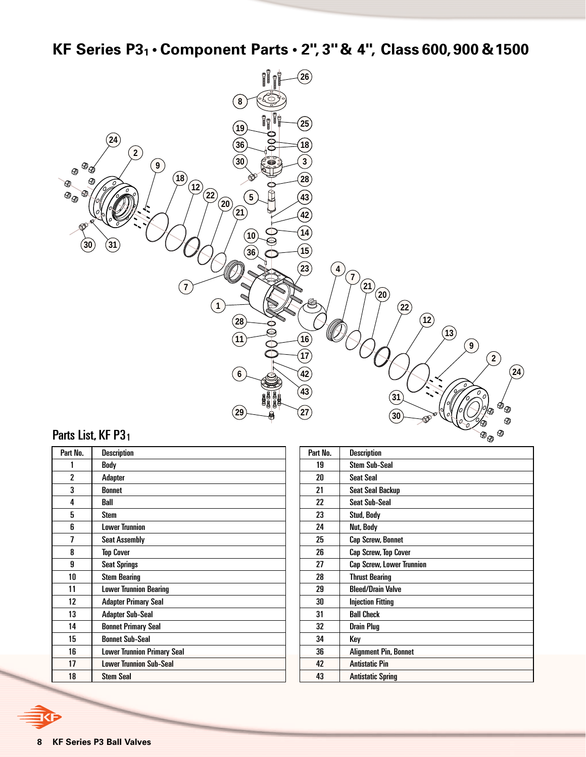# KF Series P3$_1$ • Component Parts • 2", 3" & 4", Class 600, 900 & 1500

## Parts List, KF P3$_1$

| Part No. | Description |
|---|---|
| 1 | Body |
| 2 | Adapter |
| 3 | Bonnet |
| 4 | Ball |
| 5 | Stem |
| 6 | Lower Trunnion |
| 7 | Seat Assembly |
| 8 | Top Cover |
| 9 | Seat Springs |
| 10 | Stem Bearing |
| 11 | Lower Trunnion Bearing |
| 12 | Adapter Primary Seal |
| 13 | Adapter Sub-Seal |
| 14 | Bonnet Primary Seal |
| 15 | Bonnet Sub-Seal |
| 16 | Lower Trunnion Primary Seal |
| 17 | Lower Trunnion Sub-Seal |
| 18 | Stem Seal |

| Part No. | Description |
|---|---|
| 19 | Stem Sub-Seal |
| 20 | Seat Seal |
| 21 | Seat Seal Backup |
| 22 | Seat Sub-Seal |
| 23 | Stud, Body |
| 24 | Nut, Body |
| 25 | Cap Screw, Bonnet |
| 26 | Cap Screw, Top Cover |
| 27 | Cap Screw, Lower Trunnion |
| 28 | Thrust Bearing |
| 29 | Bleed/Drain Valve |
| 30 | Injection Fitting |
| 31 | Ball Check |
| 32 | Drain Plug |
| 34 | Key |
| 36 | Alignment Pin, Bonnet |
| 42 | Antistatic Pin |
| 43 | Antistatic Spring |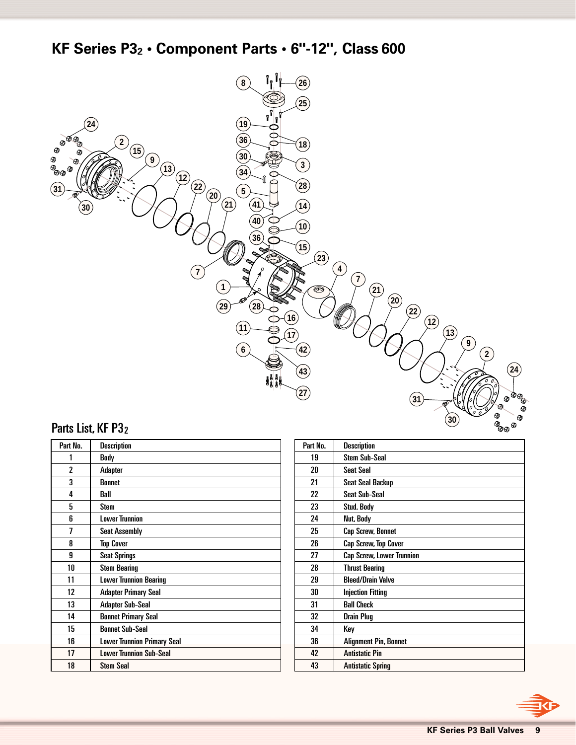# KF Series P3$_2$ • Component Parts • 6"-12", Class 600

## Parts List, KF P3$_2$

| Part No. | Description |
|---|---|
| 1 | Body |
| 2 | Adapter |
| 3 | Bonnet |
| 4 | Ball |
| 5 | Stem |
| 6 | Lower Trunnion |
| 7 | Seat Assembly |
| 8 | Top Cover |
| 9 | Seat Springs |
| 10 | Stem Bearing |
| 11 | Lower Trunnion Bearing |
| 12 | Adapter Primary Seal |
| 13 | Adapter Sub-Seal |
| 14 | Bonnet Primary Seal |
| 15 | Bonnet Sub-Seal |
| 16 | Lower Trunnion Primary Seal |
| 17 | Lower Trunnion Sub-Seal |
| 18 | Stem Seal |

| Part No. | Description |
|---|---|
| 19 | Stem Sub-Seal |
| 20 | Seat Seal |
| 21 | Seat Seal Backup |
| 22 | Seat Sub-Seal |
| 23 | Stud, Body |
| 24 | Nut, Body |
| 25 | Cap Screw, Bonnet |
| 26 | Cap Screw, Top Cover |
| 27 | Cap Screw, Lower Trunnion |
| 28 | Thrust Bearing |
| 29 | Bleed/Drain Valve |
| 30 | Injection Fitting |
| 31 | Ball Check |
| 32 | Drain Plug |
| 34 | Key |
| 36 | Alignment Pin, Bonnet |
| 42 | Antistatic Pin |
| 43 | Antistatic Spring |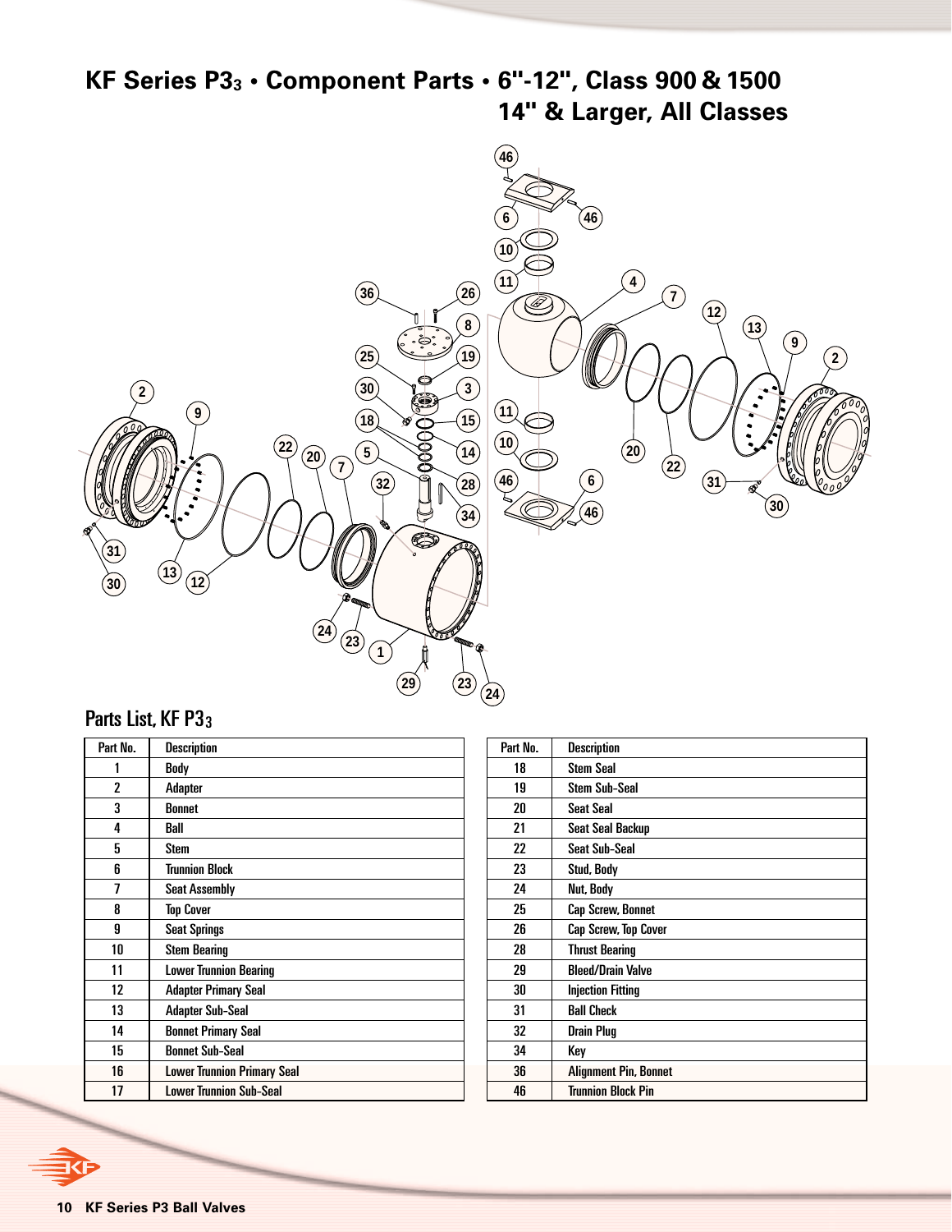# KF Series P3$_3$ • Component Parts • 6"-12", Class 900 & 1500
# 14" & Larger, All Classes

## Parts List, KF P3$_3$

| Part No. | Description |
|---|---|
| 1 | Body |
| 2 | Adapter |
| 3 | Bonnet |
| 4 | Ball |
| 5 | Stem |
| 6 | Trunnion Block |
| 7 | Seat Assembly |
| 8 | Top Cover |
| 9 | Seat Springs |
| 10 | Stem Bearing |
| 11 | Lower Trunnion Bearing |
| 12 | Adapter Primary Seal |
| 13 | Adapter Sub-Seal |
| 14 | Bonnet Primary Seal |
| 15 | Bonnet Sub-Seal |
| 16 | Lower Trunnion Primary Seal |
| 17 | Lower Trunnion Sub-Seal |

| Part No. | Description |
|---|---|
| 18 | Stem Seal |
| 19 | Stem Sub-Seal |
| 20 | Seat Seal |
| 21 | Seat Seal Backup |
| 22 | Seat Sub-Seal |
| 23 | Stud, Body |
| 24 | Nut, Body |
| 25 | Cap Screw, Bonnet |
| 26 | Cap Screw, Top Cover |
| 28 | Thrust Bearing |
| 29 | Bleed/Drain Valve |
| 30 | Injection Fitting |
| 31 | Ball Check |
| 32 | Drain Plug |
| 34 | Key |
| 36 | Alignment Pin, Bonnet |
| 46 | Trunnion Block Pin |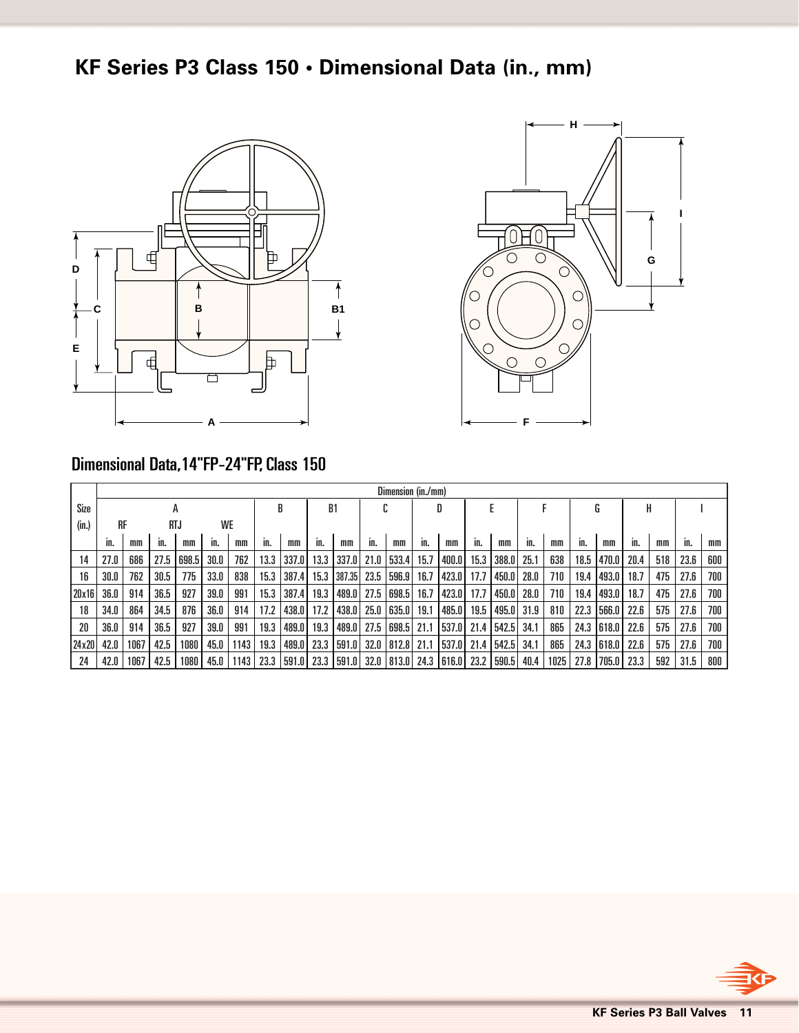# KF Series P3 Class 150 • Dimensional Data (in., mm)

## Dimensional Data, 14"FP-24"FP, Class 150

| Size (in.) | Dimension (in./mm) | | | | | | | | | | | | | | | | | | | | | | | |
|---|---|---|---|---|---|---|---|---|---|---|---|---|---|---|---|---|---|---|---|---|---|---|---|---|
| | A | | | | | | B | | B1 | | C | | D | | E | | F | | G | | H | | I | |
| | RF | | RTJ | | WE | | | | | | | | | | | | | | | | | | | |
| | in. | mm | in. | mm | in. | mm | in. | mm | in. | mm | in. | mm | in. | mm | in. | mm | in. | mm | in. | mm | in. | mm | in. | mm |
| 14 | 27.0 | 686 | 27.5 | 698.5 | 30.0 | 762 | 13.3 | 337.0 | 13.3 | 337.0 | 21.0 | 533.4 | 15.7 | 400.0 | 15.3 | 388.0 | 25.1 | 638 | 18.5 | 470.0 | 20.4 | 518 | 23.6 | 600 |
| 16 | 30.0 | 762 | 30.5 | 775 | 33.0 | 838 | 15.3 | 387.4 | 15.3 | 387.35 | 23.5 | 596.9 | 16.7 | 423.0 | 17.7 | 450.0 | 28.0 | 710 | 19.4 | 493.0 | 18.7 | 475 | 27.6 | 700 |
| 20x16 | 36.0 | 914 | 36.5 | 927 | 39.0 | 991 | 15.3 | 387.4 | 19.3 | 489.0 | 27.5 | 698.5 | 16.7 | 423.0 | 17.7 | 450.0 | 28.0 | 710 | 19.4 | 493.0 | 18.7 | 475 | 27.6 | 700 |
| 18 | 34.0 | 864 | 34.5 | 876 | 36.0 | 914 | 17.2 | 438.0 | 17.2 | 438.0 | 25.0 | 635.0 | 19.1 | 485.0 | 19.5 | 495.0 | 31.9 | 810 | 22.3 | 566.0 | 22.6 | 575 | 27.6 | 700 |
| 20 | 36.0 | 914 | 36.5 | 927 | 39.0 | 991 | 19.3 | 489.0 | 19.3 | 489.0 | 27.5 | 698.5 | 21.1 | 537.0 | 21.4 | 542.5 | 34.1 | 865 | 24.3 | 618.0 | 22.6 | 575 | 27.6 | 700 |
| 24x20 | 42.0 | 1067 | 42.5 | 1080 | 45.0 | 1143 | 19.3 | 489.0 | 23.3 | 591.0 | 32.0 | 812.8 | 21.1 | 537.0 | 21.4 | 542.5 | 34.1 | 865 | 24.3 | 618.0 | 22.6 | 575 | 27.6 | 700 |
| 24 | 42.0 | 1067 | 42.5 | 1080 | 45.0 | 1143 | 23.3 | 591.0 | 23.3 | 591.0 | 32.0 | 813.0 | 24.3 | 616.0 | 23.2 | 590.5 | 40.4 | 1025 | 27.8 | 705.0 | 23.3 | 592 | 31.5 | 800 |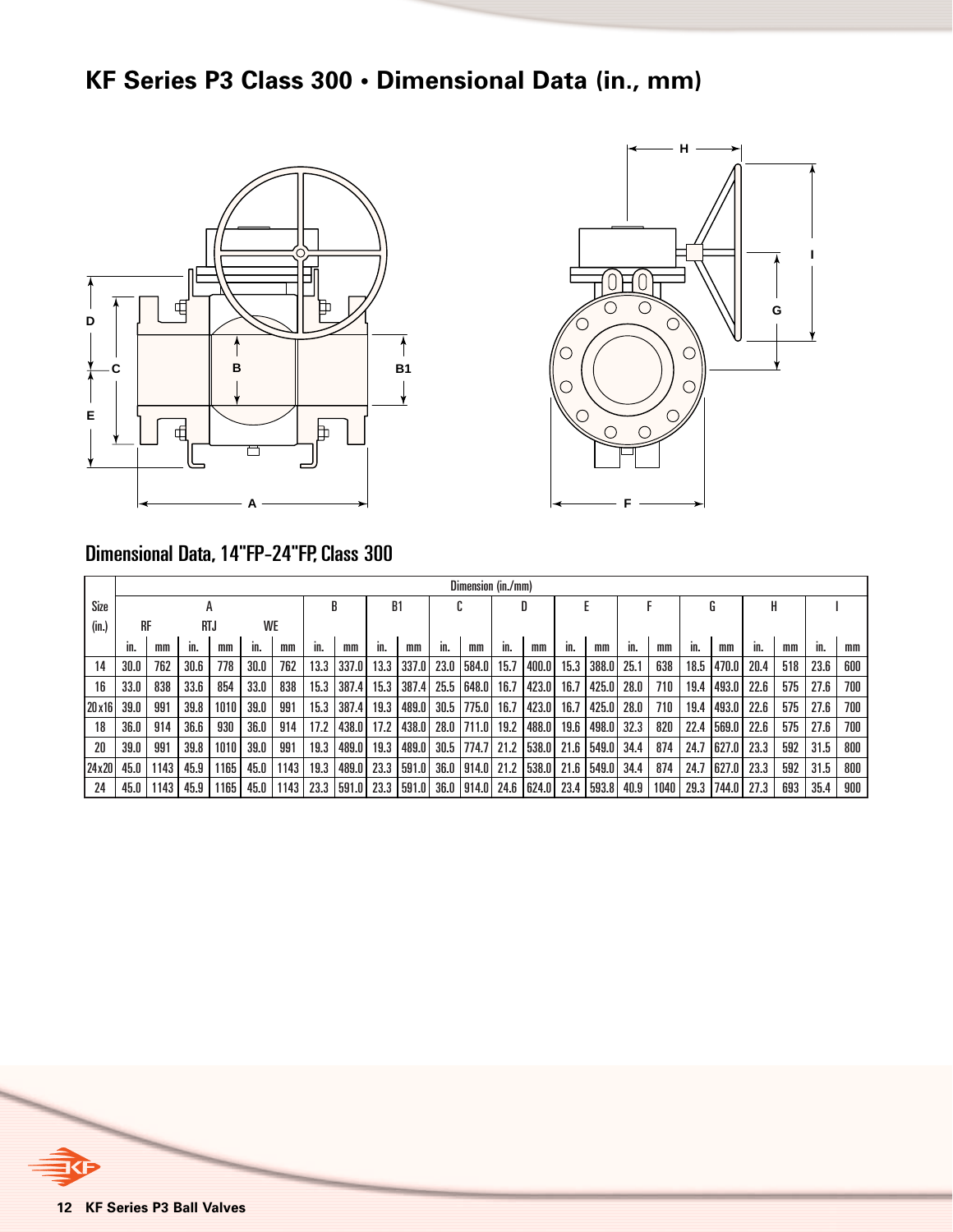# KF Series P3 Class 300 • Dimensional Data (in., mm)

## Dimensional Data, 14"FP-24"FP, Class 300

| Size (in.) | Dimension (in./mm) | | | | | | | | | | | | | | | | | | | | | | | | | |
|---|---|---|---|---|---|---|---|---|---|---|---|---|---|---|---|---|---|---|---|---|---|---|---|---|---|---|
| | A | | | | | | B | | B1 | | C | | D | | E | | F | | G | | H | | I | |
| | RF | | RTJ | | WE | | | | | | | | | | | | | | | | | | | |
| | in. | mm | in. | mm | in. | mm | in. | mm | in. | mm | in. | mm | in. | mm | in. | mm | in. | mm | in. | mm | in. | mm | in. | mm |
| 14 | 30.0 | 762 | 30.6 | 778 | 30.0 | 762 | 13.3 | 337.0 | 13.3 | 337.0 | 23.0 | 584.0 | 15.7 | 400.0 | 15.3 | 388.0 | 25.1 | 638 | 18.5 | 470.0 | 20.4 | 518 | 23.6 | 600 |
| 16 | 33.0 | 838 | 33.6 | 854 | 33.0 | 838 | 15.3 | 387.4 | 15.3 | 387.4 | 25.5 | 648.0 | 16.7 | 423.0 | 16.7 | 425.0 | 28.0 | 710 | 19.4 | 493.0 | 22.6 | 575 | 27.6 | 700 |
| 20x16 | 39.0 | 991 | 39.8 | 1010 | 39.0 | 991 | 15.3 | 387.4 | 19.3 | 489.0 | 30.5 | 775.0 | 16.7 | 423.0 | 16.7 | 425.0 | 28.0 | 710 | 19.4 | 493.0 | 22.6 | 575 | 27.6 | 700 |
| 18 | 36.0 | 914 | 36.6 | 930 | 36.0 | 914 | 17.2 | 438.0 | 17.2 | 438.0 | 28.0 | 711.0 | 19.2 | 488.0 | 19.6 | 498.0 | 32.3 | 820 | 22.4 | 569.0 | 22.6 | 575 | 27.6 | 700 |
| 20 | 39.0 | 991 | 39.8 | 1010 | 39.0 | 991 | 19.3 | 489.0 | 19.3 | 489.0 | 30.5 | 774.7 | 21.2 | 538.0 | 21.6 | 549.0 | 34.4 | 874 | 24.7 | 627.0 | 23.3 | 592 | 31.5 | 800 |
| 24x20 | 45.0 | 1143 | 45.9 | 1165 | 45.0 | 1143 | 19.3 | 489.0 | 23.3 | 591.0 | 36.0 | 914.0 | 21.2 | 538.0 | 21.6 | 549.0 | 34.4 | 874 | 24.7 | 627.0 | 23.3 | 592 | 31.5 | 800 |
| 24 | 45.0 | 1143 | 45.9 | 1165 | 45.0 | 1143 | 23.3 | 591.0 | 23.3 | 591.0 | 36.0 | 914.0 | 24.6 | 624.0 | 23.4 | 593.8 | 40.9 | 1040 | 29.3 | 744.0 | 27.3 | 693 | 35.4 | 900 |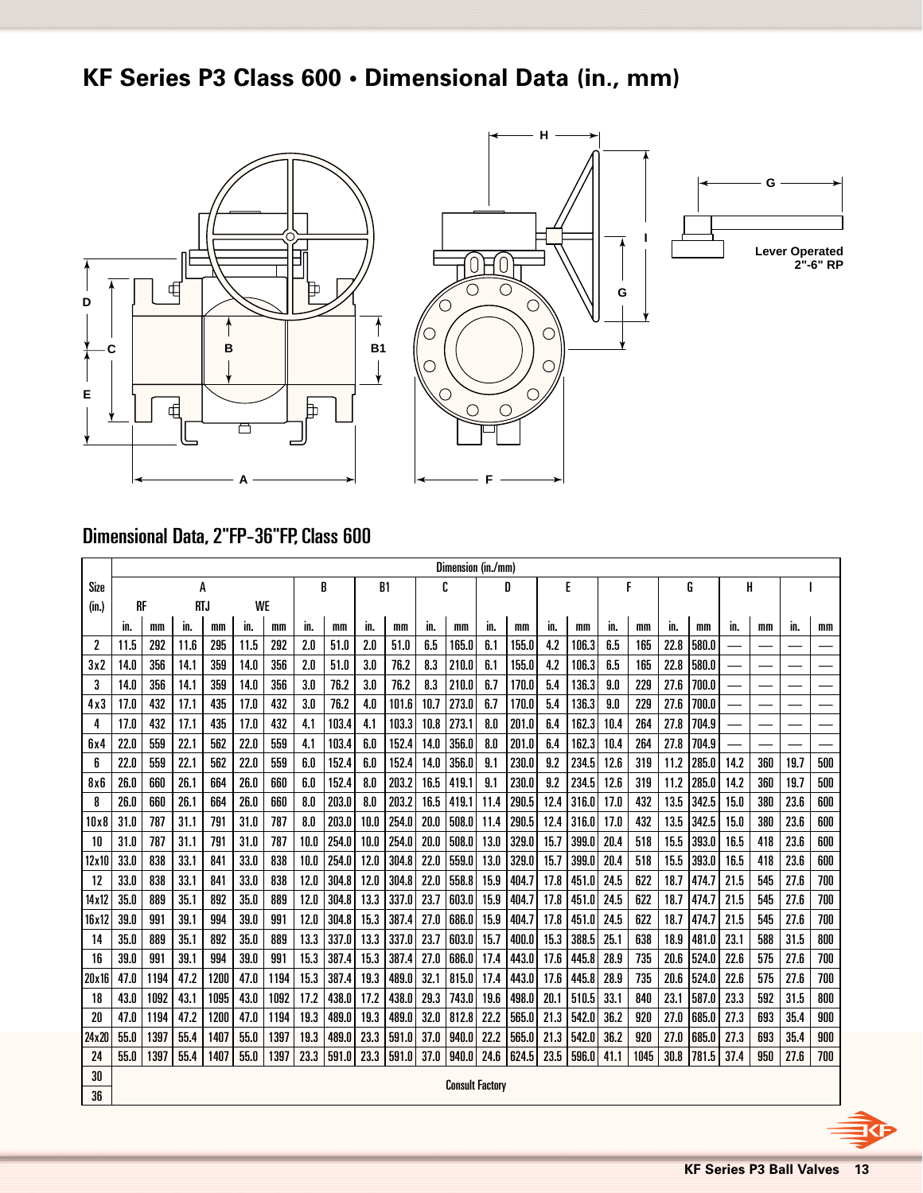# KF Series P3 Class 600 • Dimensional Data (in., mm)

Lever Operated 2"-6" RP

## Dimensional Data, 2"FP-36"FP, Class 600

| Size (in.) | A | | | | | | B | | B1 | | C | | D | | E | | F | | G | | H | | I | |
|---|---|---|---|---|---|---|---|---|---|---|---|---|---|---|---|---|---|---|---|---|---|---|---|---|
| | RF | | RTJ | | WE | | | | | | | | | | | | | | | | | | | |
| | in. | mm | in. | mm | in. | mm | in. | mm | in. | mm | in. | mm | in. | mm | in. | mm | in. | mm | in. | mm | in. | mm | in. | mm |
| 2 | 11.5 | 292 | 11.6 | 295 | 11.5 | 292 | 2.0 | 51.0 | 2.0 | 51.0 | 6.5 | 165.0 | 6.1 | 155.0 | 4.2 | 106.3 | 6.5 | 165 | 22.8 | 580.0 | — | — | — | — |
| 3x2 | 14.0 | 356 | 14.1 | 359 | 14.0 | 356 | 2.0 | 51.0 | 3.0 | 76.2 | 8.3 | 210.0 | 6.1 | 155.0 | 4.2 | 106.3 | 6.5 | 165 | 22.8 | 580.0 | — | — | — | — |
| 3 | 14.0 | 356 | 14.1 | 359 | 14.0 | 356 | 3.0 | 76.2 | 3.0 | 76.2 | 8.3 | 210.0 | 6.7 | 170.0 | 5.4 | 136.3 | 9.0 | 229 | 27.6 | 700.0 | — | — | — | — |
| 4x3 | 17.0 | 432 | 17.1 | 435 | 17.0 | 432 | 3.0 | 76.2 | 4.0 | 101.6 | 10.7 | 273.0 | 6.7 | 170.0 | 5.4 | 136.3 | 9.0 | 229 | 27.6 | 700.0 | — | — | — | — |
| 4 | 17.0 | 432 | 17.1 | 435 | 17.0 | 432 | 4.1 | 103.4 | 4.1 | 103.3 | 10.8 | 273.1 | 8.0 | 201.0 | 6.4 | 162.3 | 10.4 | 264 | 27.8 | 704.9 | — | — | — | — |
| 6x4 | 22.0 | 559 | 22.1 | 562 | 22.0 | 559 | 4.1 | 103.4 | 6.0 | 152.4 | 14.0 | 356.0 | 8.0 | 201.0 | 6.4 | 162.3 | 10.4 | 264 | 27.8 | 704.9 | — | — | — | — |
| 6 | 22.0 | 559 | 22.1 | 562 | 22.0 | 559 | 6.0 | 152.4 | 6.0 | 152.4 | 14.0 | 356.0 | 9.1 | 230.0 | 9.2 | 234.5 | 12.6 | 319 | 11.2 | 285.0 | 14.2 | 360 | 19.7 | 500 |
| 8x6 | 26.0 | 660 | 26.1 | 664 | 26.0 | 660 | 6.0 | 152.4 | 8.0 | 203.2 | 16.5 | 419.1 | 9.1 | 230.0 | 9.2 | 234.5 | 12.6 | 319 | 11.2 | 285.0 | 14.2 | 360 | 19.7 | 500 |
| 8 | 26.0 | 660 | 26.1 | 664 | 26.0 | 660 | 8.0 | 203.0 | 8.0 | 203.2 | 16.5 | 419.1 | 11.4 | 290.5 | 12.4 | 316.0 | 17.0 | 432 | 13.5 | 342.5 | 15.0 | 380 | 23.6 | 600 |
| 10x8 | 31.0 | 787 | 31.1 | 791 | 31.0 | 787 | 8.0 | 203.0 | 10.0 | 254.0 | 20.0 | 508.0 | 11.4 | 290.5 | 12.4 | 316.0 | 17.0 | 432 | 13.5 | 342.5 | 15.0 | 380 | 23.6 | 600 |
| 10 | 31.0 | 787 | 31.1 | 791 | 31.0 | 787 | 10.0 | 254.0 | 10.0 | 254.0 | 20.0 | 508.0 | 13.0 | 329.0 | 15.7 | 399.0 | 20.4 | 518 | 15.5 | 393.0 | 16.5 | 418 | 23.6 | 600 |
| 12x10 | 33.0 | 838 | 33.1 | 841 | 33.0 | 838 | 10.0 | 254.0 | 12.0 | 304.8 | 22.0 | 559.0 | 13.0 | 329.0 | 15.7 | 399.0 | 20.4 | 518 | 15.5 | 393.0 | 16.5 | 418 | 23.6 | 600 |
| 12 | 33.0 | 838 | 33.1 | 841 | 33.0 | 838 | 12.0 | 304.8 | 12.0 | 304.8 | 22.0 | 558.8 | 15.9 | 404.7 | 17.8 | 451.0 | 24.5 | 622 | 18.7 | 474.7 | 21.5 | 545 | 27.6 | 700 |
| 14x12 | 35.0 | 889 | 35.1 | 892 | 35.0 | 889 | 12.0 | 304.8 | 13.3 | 337.0 | 23.7 | 603.0 | 15.9 | 404.7 | 17.8 | 451.0 | 24.5 | 622 | 18.7 | 474.7 | 21.5 | 545 | 27.6 | 700 |
| 16x12 | 39.0 | 991 | 39.1 | 994 | 39.0 | 991 | 12.0 | 304.8 | 15.3 | 387.4 | 27.0 | 686.0 | 15.9 | 404.7 | 17.8 | 451.0 | 24.5 | 622 | 18.7 | 474.7 | 21.5 | 545 | 27.6 | 700 |
| 14 | 35.0 | 889 | 35.1 | 892 | 35.0 | 889 | 13.3 | 337.0 | 13.3 | 337.0 | 23.7 | 603.0 | 15.7 | 400.0 | 15.3 | 388.5 | 25.1 | 638 | 18.9 | 481.0 | 23.1 | 588 | 31.5 | 800 |
| 16 | 39.0 | 991 | 39.1 | 994 | 39.0 | 991 | 15.3 | 387.4 | 15.3 | 387.4 | 27.0 | 686.0 | 17.4 | 443.0 | 17.6 | 445.8 | 28.9 | 735 | 20.6 | 524.0 | 22.6 | 575 | 27.6 | 700 |
| 20x16 | 47.0 | 1194 | 47.2 | 1200 | 47.0 | 1194 | 15.3 | 387.4 | 19.3 | 489.0 | 32.1 | 815.0 | 17.4 | 443.0 | 17.6 | 445.8 | 28.9 | 735 | 20.6 | 524.0 | 22.6 | 575 | 27.6 | 700 |
| 18 | 43.0 | 1092 | 43.1 | 1095 | 43.0 | 1092 | 17.2 | 438.0 | 17.2 | 438.0 | 29.3 | 743.0 | 19.6 | 498.0 | 20.1 | 510.5 | 33.1 | 840 | 23.1 | 587.0 | 23.3 | 592 | 31.5 | 800 |
| 20 | 47.0 | 1194 | 47.2 | 1200 | 47.0 | 1194 | 19.3 | 489.0 | 19.3 | 489.0 | 32.0 | 812.8 | 22.2 | 565.0 | 21.3 | 542.0 | 36.2 | 920 | 27.0 | 685.0 | 27.3 | 693 | 35.4 | 900 |
| 24x20 | 55.0 | 1397 | 55.4 | 1407 | 55.0 | 1397 | 19.3 | 489.0 | 23.3 | 591.0 | 37.0 | 940.0 | 22.2 | 565.0 | 21.3 | 542.0 | 36.2 | 920 | 27.0 | 685.0 | 27.3 | 693 | 35.4 | 900 |
| 24 | 55.0 | 1397 | 55.4 | 1407 | 55.0 | 1397 | 23.3 | 591.0 | 23.3 | 591.0 | 37.0 | 940.0 | 24.6 | 624.5 | 23.5 | 596.0 | 41.1 | 1045 | 30.8 | 781.5 | 37.4 | 950 | 27.6 | 700 |
| 30 | Consult Factory | | | | | | | | | | | | | | | | | | | | | | | |
| 36 | Consult Factory | | | | | | | | | | | | | | | | | | | | | | | |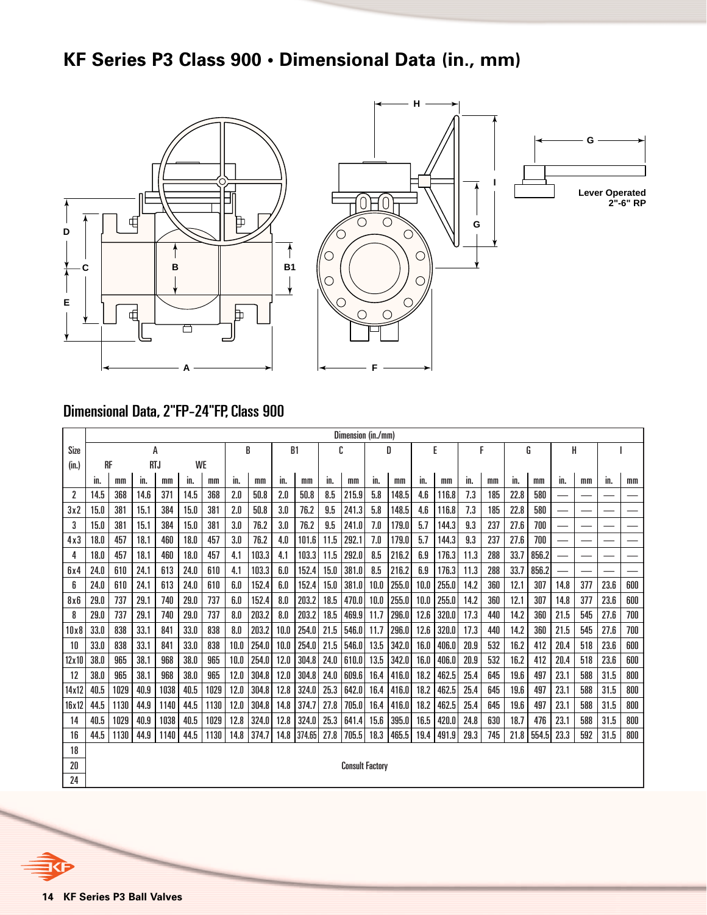# KF Series P3 Class 900 • Dimensional Data (in., mm)

Lever Operated 2"-6" RP

## Dimensional Data, 2"FP-24"FP, Class 900

| Size (in.) | Dimension (in./mm) | | | | | | | | | | | | | | | | | | | | | | | | | |
|---|---|---|---|---|---|---|---|---|---|---|---|---|---|---|---|---|---|---|---|---|---|---|---|---|---|---|
| | A | | | | | | B | | B1 | | C | | D | | E | | F | | G | | H | | I | | | |
| | RF | | RTJ | | WE | | | | | | | | | | | | | | | | | | | | | |
| | in. | mm | in. | mm | in. | mm | in. | mm | in. | mm | in. | mm | in. | mm | in. | mm | in. | mm | in. | mm | in. | mm | in. | mm | | |
| 2 | 14.5 | 368 | 14.6 | 371 | 14.5 | 368 | 2.0 | 50.8 | 2.0 | 50.8 | 8.5 | 215.9 | 5.8 | 148.5 | 4.6 | 116.8 | 7.3 | 185 | 22.8 | 580 | — | — | — | — | | |
| 3x2 | 15.0 | 381 | 15.1 | 384 | 15.0 | 381 | 2.0 | 50.8 | 3.0 | 76.2 | 9.5 | 241.3 | 5.8 | 148.5 | 4.6 | 116.8 | 7.3 | 185 | 22.8 | 580 | — | — | — | — | | |
| 3 | 15.0 | 381 | 15.1 | 384 | 15.0 | 381 | 3.0 | 76.2 | 3.0 | 76.2 | 9.5 | 241.0 | 7.0 | 179.0 | 5.7 | 144.3 | 9.3 | 237 | 27.6 | 700 | — | — | — | — | | |
| 4x3 | 18.0 | 457 | 18.1 | 460 | 18.0 | 457 | 3.0 | 76.2 | 4.0 | 101.6 | 11.5 | 292.1 | 7.0 | 179.0 | 5.7 | 144.3 | 9.3 | 237 | 27.6 | 700 | — | — | — | — | | |
| 4 | 18.0 | 457 | 18.1 | 460 | 18.0 | 457 | 4.1 | 103.3 | 4.1 | 103.3 | 11.5 | 292.0 | 8.5 | 216.2 | 6.9 | 176.3 | 11.3 | 288 | 33.7 | 856.2 | — | — | — | — | | |
| 6x4 | 24.0 | 610 | 24.1 | 613 | 24.0 | 610 | 4.1 | 103.3 | 6.0 | 152.4 | 15.0 | 381.0 | 8.5 | 216.2 | 6.9 | 176.3 | 11.3 | 288 | 33.7 | 856.2 | — | — | — | — | | |
| 6 | 24.0 | 610 | 24.1 | 613 | 24.0 | 610 | 6.0 | 152.4 | 6.0 | 152.4 | 15.0 | 381.0 | 10.0 | 255.0 | 10.0 | 255.0 | 14.2 | 360 | 12.1 | 307 | 14.8 | 377 | 23.6 | 600 | | |
| 8x6 | 29.0 | 737 | 29.1 | 740 | 29.0 | 737 | 6.0 | 152.4 | 8.0 | 203.2 | 18.5 | 470.0 | 10.0 | 255.0 | 10.0 | 255.0 | 14.2 | 360 | 12.1 | 307 | 14.8 | 377 | 23.6 | 600 | | |
| 8 | 29.0 | 737 | 29.1 | 740 | 29.0 | 737 | 8.0 | 203.2 | 8.0 | 203.2 | 18.5 | 469.9 | 11.7 | 296.0 | 12.6 | 320.0 | 17.3 | 440 | 14.2 | 360 | 21.5 | 545 | 27.6 | 700 | | |
| 10x8 | 33.0 | 838 | 33.1 | 841 | 33.0 | 838 | 8.0 | 203.2 | 10.0 | 254.0 | 21.5 | 546.0 | 11.7 | 296.0 | 12.6 | 320.0 | 17.3 | 440 | 14.2 | 360 | 21.5 | 545 | 27.6 | 700 | | |
| 10 | 33.0 | 838 | 33.1 | 841 | 33.0 | 838 | 10.0 | 254.0 | 10.0 | 254.0 | 21.5 | 546.0 | 13.5 | 342.0 | 16.0 | 406.0 | 20.9 | 532 | 16.2 | 412 | 20.4 | 518 | 23.6 | 600 | | |
| 12x10 | 38.0 | 965 | 38.1 | 968 | 38.0 | 965 | 10.0 | 254.0 | 12.0 | 304.8 | 24.0 | 610.0 | 13.5 | 342.0 | 16.0 | 406.0 | 20.9 | 532 | 16.2 | 412 | 20.4 | 518 | 23.6 | 600 | | |
| 12 | 38.0 | 965 | 38.1 | 968 | 38.0 | 965 | 12.0 | 304.8 | 12.0 | 304.8 | 24.0 | 609.6 | 16.4 | 416.0 | 18.2 | 462.5 | 25.4 | 645 | 19.6 | 497 | 23.1 | 588 | 31.5 | 800 | | |
| 14x12 | 40.5 | 1029 | 40.9 | 1038 | 40.5 | 1029 | 12.0 | 304.8 | 12.8 | 324.0 | 25.3 | 642.0 | 16.4 | 416.0 | 18.2 | 462.5 | 25.4 | 645 | 19.6 | 497 | 23.1 | 588 | 31.5 | 800 | | |
| 16x12 | 44.5 | 1130 | 44.9 | 1140 | 44.5 | 1130 | 12.0 | 304.8 | 14.8 | 374.7 | 27.8 | 705.0 | 16.4 | 416.0 | 18.2 | 462.5 | 25.4 | 645 | 19.6 | 497 | 23.1 | 588 | 31.5 | 800 | | |
| 14 | 40.5 | 1029 | 40.9 | 1038 | 40.5 | 1029 | 12.8 | 324.0 | 12.8 | 324.0 | 25.3 | 641.4 | 15.6 | 395.0 | 16.5 | 420.0 | 24.8 | 630 | 18.7 | 476 | 23.1 | 588 | 31.5 | 800 | | |
| 16 | 44.5 | 1130 | 44.9 | 1140 | 44.5 | 1130 | 14.8 | 374.7 | 14.8 | 374.65 | 27.8 | 705.5 | 18.3 | 465.5 | 19.4 | 491.9 | 29.3 | 745 | 21.8 | 554.5 | 23.3 | 592 | 31.5 | 800 | | |
| 18 | Consult Factory | | | | | | | | | | | | | | | | | | | | | | | | | |
| 20 | Consult Factory | | | | | | | | | | | | | | | | | | | | | | | | | |
| 24 | Consult Factory | | | | | | | | | | | | | | | | | | | | | | | | | |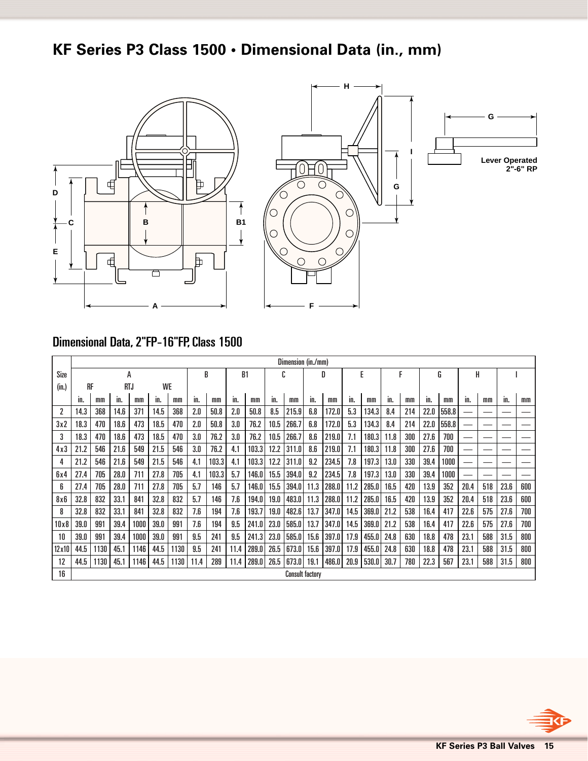# KF Series P3 Class 1500 • Dimensional Data (in., mm)

Lever Operated
2"-6" RP

## Dimensional Data, 2"FP-16"FP, Class 1500

| Size (in.) | A RF in. | A RF mm | A RTJ in. | A RTJ mm | A WE in. | A WE mm | B in. | B mm | B1 in. | B1 mm | C in. | C mm | D in. | D mm | E in. | E mm | F in. | F mm | G in. | G mm | H in. | H mm | I in. | I mm |
|---|---|---|---|---|---|---|---|---|---|---|---|---|---|---|---|---|---|---|---|---|---|---|---|---|
| 2 | 14.3 | 368 | 14.6 | 371 | 14.5 | 368 | 2.0 | 50.8 | 2.0 | 50.8 | 8.5 | 215.9 | 6.8 | 172.0 | 5.3 | 134.3 | 8.4 | 214 | 22.0 | 558.8 | — | — | — | — |
| 3x2 | 18.3 | 470 | 18.6 | 473 | 18.5 | 470 | 2.0 | 50.8 | 3.0 | 76.2 | 10.5 | 266.7 | 6.8 | 172.0 | 5.3 | 134.3 | 8.4 | 214 | 22.0 | 558.8 | — | — | — | — |
| 3 | 18.3 | 470 | 18.6 | 473 | 18.5 | 470 | 3.0 | 76.2 | 3.0 | 76.2 | 10.5 | 266.7 | 8.6 | 219.0 | 7.1 | 180.3 | 11.8 | 300 | 27.6 | 700 | — | — | — | — |
| 4x3 | 21.2 | 546 | 21.6 | 549 | 21.5 | 546 | 3.0 | 76.2 | 4.1 | 103.3 | 12.2 | 311.0 | 8.6 | 219.0 | 7.1 | 180.3 | 11.8 | 300 | 27.6 | 700 | — | — | — | — |
| 4 | 21.2 | 546 | 21.6 | 549 | 21.5 | 546 | 4.1 | 103.3 | 4.1 | 103.3 | 12.2 | 311.0 | 9.2 | 234.5 | 7.8 | 197.3 | 13.0 | 330 | 39.4 | 1000 | — | — | — | — |
| 6x4 | 27.4 | 705 | 28.0 | 711 | 27.8 | 705 | 4.1 | 103.3 | 5.7 | 146.0 | 15.5 | 394.0 | 9.2 | 234.5 | 7.8 | 197.3 | 13.0 | 330 | 39.4 | 1000 | — | — | — | — |
| 6 | 27.4 | 705 | 28.0 | 711 | 27.8 | 705 | 5.7 | 146 | 5.7 | 146.0 | 15.5 | 394.0 | 11.3 | 288.0 | 11.2 | 285.0 | 16.5 | 420 | 13.9 | 352 | 20.4 | 518 | 23.6 | 600 |
| 8x6 | 32.8 | 832 | 33.1 | 841 | 32.8 | 832 | 5.7 | 146 | 7.6 | 194.0 | 19.0 | 483.0 | 11.3 | 288.0 | 11.2 | 285.0 | 16.5 | 420 | 13.9 | 352 | 20.4 | 518 | 23.6 | 600 |
| 8 | 32.8 | 832 | 33.1 | 841 | 32.8 | 832 | 7.6 | 194 | 7.6 | 193.7 | 19.0 | 482.6 | 13.7 | 347.0 | 14.5 | 369.0 | 21.2 | 538 | 16.4 | 417 | 22.6 | 575 | 27.6 | 700 |
| 10x8 | 39.0 | 991 | 39.4 | 1000 | 39.0 | 991 | 7.6 | 194 | 9.5 | 241.0 | 23.0 | 585.0 | 13.7 | 347.0 | 14.5 | 369.0 | 21.2 | 538 | 16.4 | 417 | 22.6 | 575 | 27.6 | 700 |
| 10 | 39.0 | 991 | 39.4 | 1000 | 39.0 | 991 | 9.5 | 241 | 9.5 | 241.3 | 23.0 | 585.0 | 15.6 | 397.0 | 17.9 | 455.0 | 24.8 | 630 | 18.8 | 478 | 23.1 | 588 | 31.5 | 800 |
| 12x10 | 44.5 | 1130 | 45.1 | 1146 | 44.5 | 1130 | 9.5 | 241 | 11.4 | 289.0 | 26.5 | 673.0 | 15.6 | 397.0 | 17.9 | 455.0 | 24.8 | 630 | 18.8 | 478 | 23.1 | 588 | 31.5 | 800 |
| 12 | 44.5 | 1130 | 45.1 | 1146 | 44.5 | 1130 | 11.4 | 289 | 11.4 | 289.0 | 26.5 | 673.0 | 19.1 | 486.0 | 20.9 | 530.0 | 30.7 | 780 | 22.3 | 567 | 23.1 | 588 | 31.5 | 800 |
| 16 | Consult factory | | | | | | | | | | | | | | | | | | | | | | | |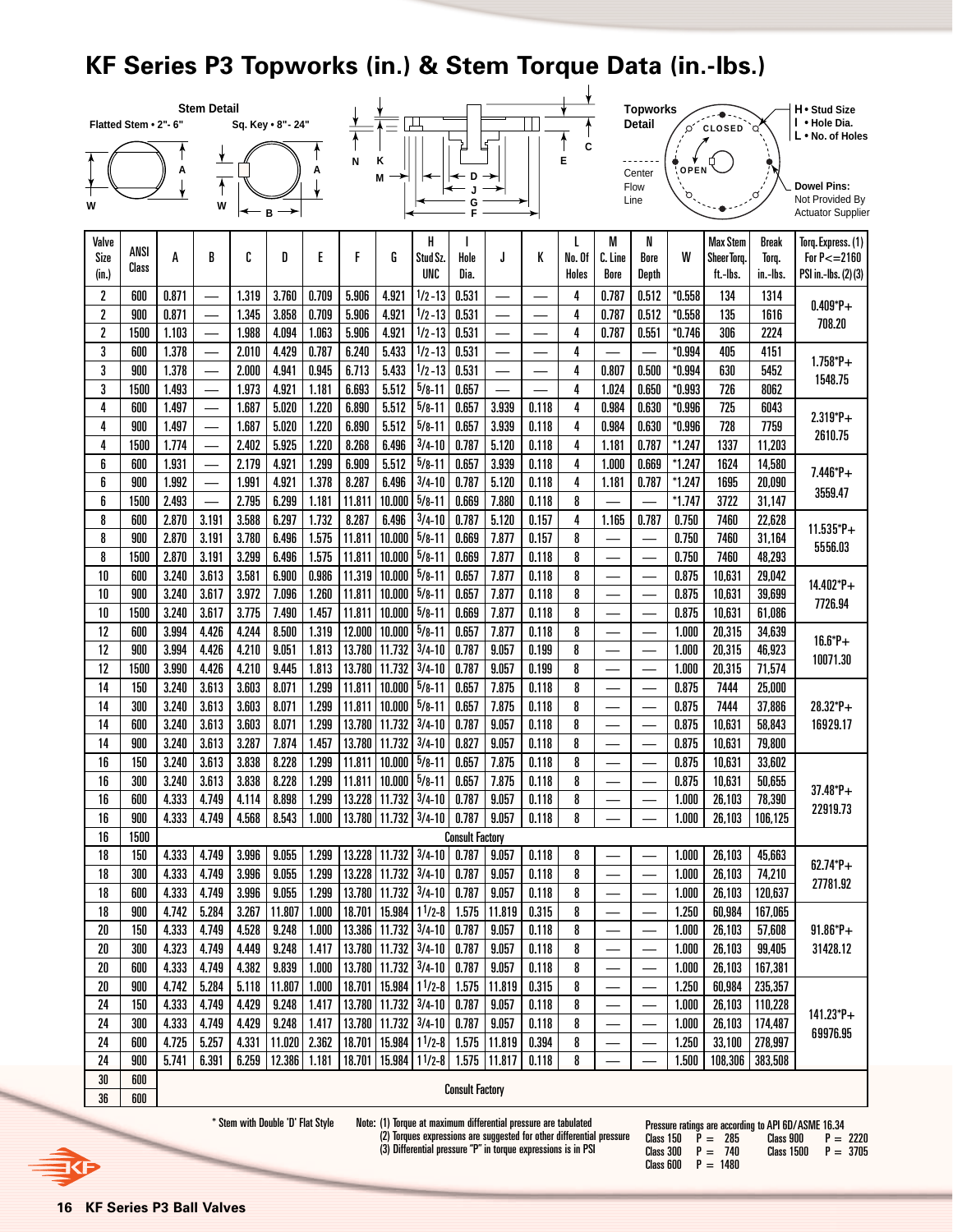# KF Series P3 Topworks (in.) & Stem Torque Data (in.-lbs.)

Stem Detail

Flatted Stem • 2"- 6" · Sq. Key • 8"- 24"

Topworks Detail

H • Stud Size
I • Hole Dia.
L • No. of Holes

Dowel Pins: Not Provided By Actuator Supplier

| Valve Size (in.) | ANSI Class | A | B | C | D | E | F | G | H Stud Sz. UNC | I Hole Dia. | J | K | L No. Of Holes | M C. Line Bore | N Bore Depth | W | Max Stem Sheer Torq. ft.-lbs. | Break Torq. in.-lbs. | Torq. Express. (1) For P<=2160 PSI in.-lbs. (2)(3) |
|---|---|---|---|---|---|---|---|---|---|---|---|---|---|---|---|---|---|---|---|
| 2 | 600 | 0.871 | — | 1.319 | 3.760 | 0.709 | 5.906 | 4.921 | 1/2-13 | 0.531 | — | — | 4 | 0.787 | 0.512 | *0.558 | 134 | 1314 | 0.409*P+ 708.20 |
| 2 | 900 | 0.871 | — | 1.345 | 3.858 | 0.709 | 5.906 | 4.921 | 1/2-13 | 0.531 | — | — | 4 | 0.787 | 0.512 | *0.558 | 135 | 1616 | |
| 2 | 1500 | 1.103 | — | 1.988 | 4.094 | 1.063 | 5.906 | 4.921 | 1/2-13 | 0.531 | — | — | 4 | 0.787 | 0.551 | *0.746 | 306 | 2224 | |
| 3 | 600 | 1.378 | — | 2.010 | 4.429 | 0.787 | 6.240 | 5.433 | 1/2-13 | 0.531 | — | — | 4 | — | — | *0.994 | 405 | 4151 | 1.758*P+ 1548.75 |
| 3 | 900 | 1.378 | — | 2.000 | 4.941 | 0.945 | 6.713 | 5.433 | 1/2-13 | 0.531 | — | — | 4 | 0.807 | 0.500 | *0.994 | 630 | 5452 | |
| 3 | 1500 | 1.493 | — | 1.973 | 4.921 | 1.181 | 6.693 | 5.512 | 5/8-11 | 0.657 | — | — | 4 | 1.024 | 0.650 | *0.993 | 726 | 8062 | |
| 4 | 600 | 1.497 | — | 1.687 | 5.020 | 1.220 | 6.890 | 5.512 | 5/8-11 | 0.657 | 3.939 | 0.118 | 4 | 0.984 | 0.630 | *0.996 | 725 | 6043 | 2.319*P+ 2610.75 |
| 4 | 900 | 1.497 | — | 1.687 | 5.020 | 1.220 | 6.890 | 5.512 | 5/8-11 | 0.657 | 3.939 | 0.118 | 4 | 0.984 | 0.630 | *0.996 | 728 | 7759 | |
| 4 | 1500 | 1.774 | — | 2.402 | 5.925 | 1.220 | 8.268 | 6.496 | 3/4-10 | 0.787 | 5.120 | 0.118 | 4 | 1.181 | 0.787 | *1.247 | 1337 | 11,203 | |
| 6 | 600 | 1.931 | — | 2.179 | 4.921 | 1.299 | 6.909 | 5.512 | 5/8-11 | 0.657 | 3.939 | 0.118 | 4 | 1.000 | 0.669 | *1.247 | 1624 | 14,580 | 7.446*P+ 3559.47 |
| 6 | 900 | 1.992 | — | 1.991 | 4.921 | 1.378 | 8.287 | 6.496 | 3/4-10 | 0.787 | 5.120 | 0.118 | 4 | 1.181 | 0.787 | *1.247 | 1695 | 20,090 | |
| 6 | 1500 | 2.493 | — | 2.795 | 6.299 | 1.181 | 11.811 | 10.000 | 5/8-11 | 0.669 | 7.880 | 0.118 | 8 | — | — | *1.747 | 3722 | 31,147 | |
| 8 | 600 | 2.870 | 3.191 | 3.588 | 6.297 | 1.732 | 8.287 | 6.496 | 3/4-10 | 0.787 | 5.120 | 0.157 | 4 | 1.165 | 0.787 | 0.750 | 7460 | 22,628 | 11.535*P+ 5556.03 |
| 8 | 900 | 2.870 | 3.191 | 3.780 | 6.496 | 1.575 | 11.811 | 10.000 | 5/8-11 | 0.669 | 7.877 | 0.157 | 8 | — | — | 0.750 | 7460 | 31,164 | |
| 8 | 1500 | 2.870 | 3.191 | 3.299 | 6.496 | 1.575 | 11.811 | 10.000 | 5/8-11 | 0.669 | 7.877 | 0.118 | 8 | — | — | 0.750 | 7460 | 48,293 | |
| 10 | 600 | 3.240 | 3.613 | 3.581 | 6.900 | 0.986 | 11.319 | 10.000 | 5/8-11 | 0.657 | 7.877 | 0.118 | 8 | — | — | 0.875 | 10,631 | 29,042 | 14.402*P+ 7726.94 |
| 10 | 900 | 3.240 | 3.617 | 3.972 | 7.096 | 1.260 | 11.811 | 10.000 | 5/8-11 | 0.657 | 7.877 | 0.118 | 8 | — | — | 0.875 | 10,631 | 39,699 | |
| 10 | 1500 | 3.240 | 3.617 | 3.775 | 7.490 | 1.457 | 11.811 | 10.000 | 5/8-11 | 0.669 | 7.877 | 0.118 | 8 | — | — | 0.875 | 10,631 | 61,086 | |
| 12 | 600 | 3.994 | 4.426 | 4.244 | 8.500 | 1.319 | 12.000 | 10.000 | 5/8-11 | 0.657 | 7.877 | 0.118 | 8 | — | — | 1.000 | 20,315 | 34,639 | 16.6*P+ 10071.30 |
| 12 | 900 | 3.994 | 4.426 | 4.210 | 9.051 | 1.813 | 13.780 | 11.732 | 3/4-10 | 0.787 | 9.057 | 0.199 | 8 | — | — | 1.000 | 20,315 | 46,923 | |
| 12 | 1500 | 3.990 | 4.426 | 4.210 | 9.445 | 1.813 | 13.780 | 11.732 | 3/4-10 | 0.787 | 9.057 | 0.199 | 8 | — | — | 1.000 | 20,315 | 71,574 | |
| 14 | 150 | 3.240 | 3.613 | 3.603 | 8.071 | 1.299 | 11.811 | 10.000 | 5/8-11 | 0.657 | 7.875 | 0.118 | 8 | — | — | 0.875 | 7444 | 25,000 | 28.32*P+ 16929.17 |
| 14 | 300 | 3.240 | 3.613 | 3.603 | 8.071 | 1.299 | 11.811 | 10.000 | 5/8-11 | 0.657 | 7.875 | 0.118 | 8 | — | — | 0.875 | 7444 | 37,886 | |
| 14 | 600 | 3.240 | 3.613 | 3.603 | 8.071 | 1.299 | 13.780 | 11.732 | 3/4-10 | 0.787 | 9.057 | 0.118 | 8 | — | — | 0.875 | 10,631 | 58,843 | |
| 14 | 900 | 3.240 | 3.613 | 3.287 | 7.874 | 1.457 | 13.780 | 11.732 | 3/4-10 | 0.827 | 9.057 | 0.118 | 8 | — | — | 0.875 | 10,631 | 79,800 | |
| 16 | 150 | 3.240 | 3.613 | 3.838 | 8.228 | 1.299 | 11.811 | 10.000 | 5/8-11 | 0.657 | 7.875 | 0.118 | 8 | — | — | 0.875 | 10,631 | 33,602 | 37.48*P+ 22919.73 |
| 16 | 300 | 3.240 | 3.613 | 3.838 | 8.228 | 1.299 | 11.811 | 10.000 | 5/8-11 | 0.657 | 7.875 | 0.118 | 8 | — | — | 0.875 | 10,631 | 50,655 | |
| 16 | 600 | 4.333 | 4.749 | 4.114 | 8.898 | 1.299 | 13.228 | 11.732 | 3/4-10 | 0.787 | 9.057 | 0.118 | 8 | — | — | 1.000 | 26,103 | 78,390 | |
| 16 | 900 | 4.333 | 4.749 | 4.568 | 8.543 | 1.000 | 13.780 | 11.732 | 3/4-10 | 0.787 | 9.057 | 0.118 | 8 | — | — | 1.000 | 26,103 | 106,125 | |
| 16 | 1500 | Consult Factory | | | | | | | | | | | | | | | | | |
| 18 | 150 | 4.333 | 4.749 | 3.996 | 9.055 | 1.299 | 13.228 | 11.732 | 3/4-10 | 0.787 | 9.057 | 0.118 | 8 | — | — | 1.000 | 26,103 | 45,663 | 62.74*P+ 27781.92 |
| 18 | 300 | 4.333 | 4.749 | 3.996 | 9.055 | 1.299 | 13.228 | 11.732 | 3/4-10 | 0.787 | 9.057 | 0.118 | 8 | — | — | 1.000 | 26,103 | 74,210 | |
| 18 | 600 | 4.333 | 4.749 | 3.996 | 9.055 | 1.299 | 13.780 | 11.732 | 3/4-10 | 0.787 | 9.057 | 0.118 | 8 | — | — | 1.000 | 26,103 | 120,637 | |
| 18 | 900 | 4.742 | 5.284 | 3.267 | 11.807 | 1.000 | 18.701 | 15.984 | 1 1/2-8 | 1.575 | 11.819 | 0.315 | 8 | — | — | 1.250 | 60,984 | 167,065 | 91.86*P+ 31428.12 |
| 20 | 150 | 4.333 | 4.749 | 4.528 | 9.248 | 1.000 | 13.386 | 11.732 | 3/4-10 | 0.787 | 9.057 | 0.118 | 8 | — | — | 1.000 | 26,103 | 57,608 | |
| 20 | 300 | 4.323 | 4.749 | 4.449 | 9.248 | 1.417 | 13.780 | 11.732 | 3/4-10 | 0.787 | 9.057 | 0.118 | 8 | — | — | 1.000 | 26,103 | 99,405 | |
| 20 | 600 | 4.333 | 4.749 | 4.382 | 9.839 | 1.000 | 13.780 | 11.732 | 3/4-10 | 0.787 | 9.057 | 0.118 | 8 | — | — | 1.000 | 26,103 | 167,381 | |
| 20 | 900 | 4.742 | 5.284 | 5.118 | 11.807 | 1.000 | 18.701 | 15.984 | 1 1/2-8 | 1.575 | 11.819 | 0.315 | 8 | — | — | 1.250 | 60,984 | 235,357 | 141.23*P+ 69976.95 |
| 24 | 150 | 4.333 | 4.749 | 4.429 | 9.248 | 1.417 | 13.780 | 11.732 | 3/4-10 | 0.787 | 9.057 | 0.118 | 8 | — | — | 1.000 | 26,103 | 110,228 | |
| 24 | 300 | 4.333 | 4.749 | 4.429 | 9.248 | 1.417 | 13.780 | 11.732 | 3/4-10 | 0.787 | 9.057 | 0.118 | 8 | — | — | 1.000 | 26,103 | 174,487 | |
| 24 | 600 | 4.725 | 5.257 | 4.331 | 11.020 | 2.362 | 18.701 | 15.984 | 1 1/2-8 | 1.575 | 11.819 | 0.394 | 8 | — | — | 1.250 | 33,100 | 278,997 | |
| 24 | 900 | 5.741 | 6.391 | 6.259 | 12.386 | 1.181 | 18.701 | 15.984 | 1 1/2-8 | 1.575 | 11.817 | 0.118 | 8 | — | — | 1.500 | 108,306 | 383,508 | |
| 30 | 600 | Consult Factory | | | | | | | | | | | | | | | | | |
| 36 | 600 | | | | | | | | | | | | | | | | | | |

\* Stem with Double 'D' Flat Style

Note: (1) Torque at maximum differential pressure are tabulated
(2) Torques expressions are suggested for other differential pressure
(3) Differential pressure "P" in torque expressions is in PSI

Pressure ratings are according to API 6D/ASME 16.34

| Class | P | Class | P |
|---|---|---|---|
| Class 150 | P = 285 | Class 900 | P = 2220 |
| Class 300 | P = 740 | Class 1500 | P = 3705 |
| Class 600 | P = 1480 | | |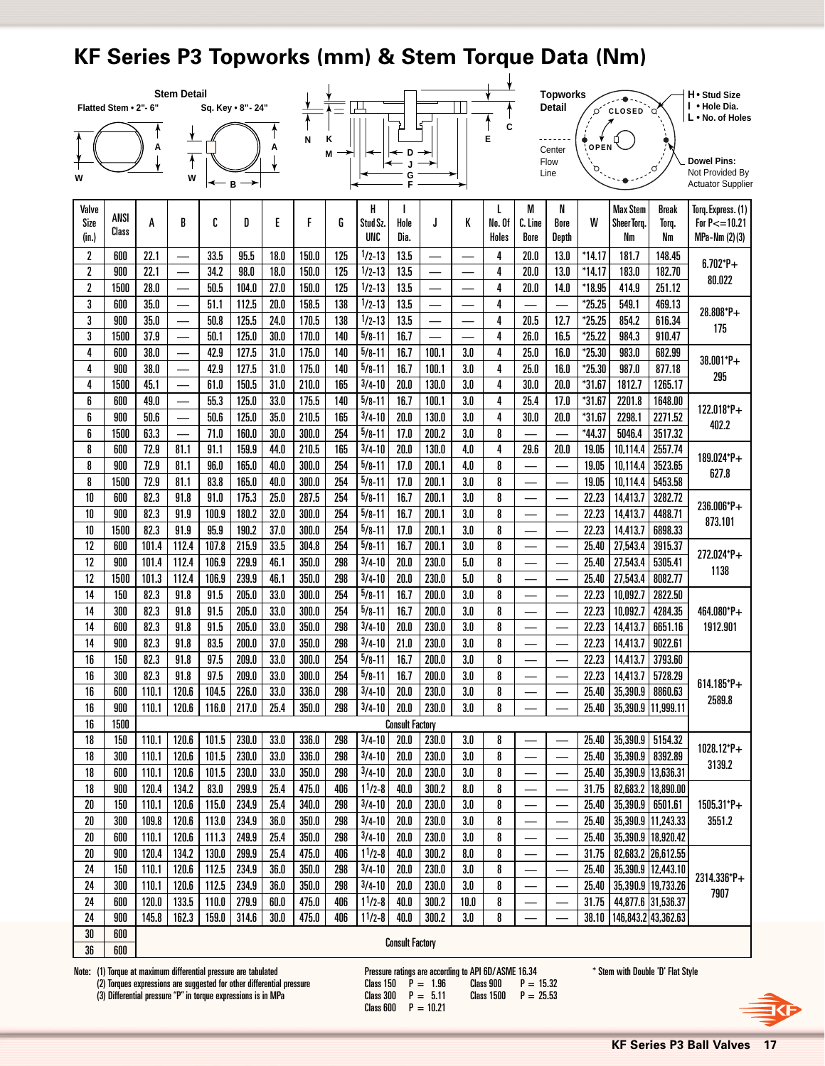# KF Series P3 Topworks (mm) & Stem Torque Data (Nm)

Stem Detail

Flatted Stem • 2"- 6"

Sq. Key • 8"- 24"

Topworks Detail

H • Stud Size
I • Hole Dia.
L • No. of Holes

Center Flow Line

Dowel Pins: Not Provided By Actuator Supplier

| Valve Size (in.) | ANSI Class | A | B | C | D | E | F | G | H Stud Sz. UNC | I Hole Dia. | J | K | L No. Of Holes | M C. Line Bore | N Bore Depth | W | Max Stem Sheer Torq. Nm | Break Torq. Nm | Torq. Express. (1) For P<=10.21 MPa-Nm (2) (3) |
|---|---|---|---|---|---|---|---|---|---|---|---|---|---|---|---|---|---|---|---|
| 2 | 600 | 22.1 | — | 33.5 | 95.5 | 18.0 | 150.0 | 125 | 1/2-13 | 13.5 | — | — | 4 | 20.0 | 13.0 | *14.17 | 181.7 | 148.45 | 6.702*P+ 80.022 |
| 2 | 900 | 22.1 | — | 34.2 | 98.0 | 18.0 | 150.0 | 125 | 1/2-13 | 13.5 | — | — | 4 | 20.0 | 13.0 | *14.17 | 183.0 | 182.70 | |
| 2 | 1500 | 28.0 | — | 50.5 | 104.0 | 27.0 | 150.0 | 125 | 1/2-13 | 13.5 | — | — | 4 | 20.0 | 14.0 | *18.95 | 414.9 | 251.12 | |
| 3 | 600 | 35.0 | — | 51.1 | 112.5 | 20.0 | 158.5 | 138 | 1/2-13 | 13.5 | — | — | 4 | — | — | *25.25 | 549.1 | 469.13 | 28.808*P+ 175 |
| 3 | 900 | 35.0 | — | 50.8 | 125.5 | 24.0 | 170.5 | 138 | 1/2-13 | 13.5 | — | — | 4 | 20.5 | 12.7 | *25.25 | 854.2 | 616.34 | |
| 3 | 1500 | 37.9 | — | 50.1 | 125.0 | 30.0 | 170.0 | 140 | 5/8-11 | 16.7 | — | — | 4 | 26.0 | 16.5 | *25.22 | 984.3 | 910.47 | |
| 4 | 600 | 38.0 | — | 42.9 | 127.5 | 31.0 | 175.0 | 140 | 5/8-11 | 16.7 | 100.1 | 3.0 | 4 | 25.0 | 16.0 | *25.30 | 983.0 | 682.99 | 38.001*P+ 295 |
| 4 | 900 | 38.0 | — | 42.9 | 127.5 | 31.0 | 175.0 | 140 | 5/8-11 | 16.7 | 100.1 | 3.0 | 4 | 25.0 | 16.0 | *25.30 | 987.0 | 877.18 | |
| 4 | 1500 | 45.1 | — | 61.0 | 150.5 | 31.0 | 210.0 | 165 | 3/4-10 | 20.0 | 130.0 | 3.0 | 4 | 30.0 | 20.0 | *31.67 | 1812.7 | 1265.17 | |
| 6 | 600 | 49.0 | — | 55.3 | 125.0 | 33.0 | 175.5 | 140 | 5/8-11 | 16.7 | 100.1 | 3.0 | 4 | 25.4 | 17.0 | *31.67 | 2201.8 | 1648.00 | 122.018*P+ 402.2 |
| 6 | 900 | 50.6 | — | 50.6 | 125.0 | 35.0 | 210.5 | 165 | 3/4-10 | 20.0 | 130.0 | 3.0 | 4 | 30.0 | 20.0 | *31.67 | 2298.1 | 2271.52 | |
| 6 | 1500 | 63.3 | — | 71.0 | 160.0 | 30.0 | 300.0 | 254 | 5/8-11 | 17.0 | 200.2 | 3.0 | 8 | — | — | *44.37 | 5046.4 | 3517.32 | |
| 8 | 600 | 72.9 | 81.1 | 91.1 | 159.9 | 44.0 | 210.5 | 165 | 3/4-10 | 20.0 | 130.0 | 4.0 | 4 | 29.6 | 20.0 | 19.05 | 10,114.4 | 2557.74 | 189.024*P+ 627.8 |
| 8 | 900 | 72.9 | 81.1 | 96.0 | 165.0 | 40.0 | 300.0 | 254 | 5/8-11 | 17.0 | 200.1 | 4.0 | 8 | — | — | 19.05 | 10,114.4 | 3523.65 | |
| 8 | 1500 | 72.9 | 81.1 | 83.8 | 165.0 | 40.0 | 300.0 | 254 | 5/8-11 | 17.0 | 200.1 | 3.0 | 8 | — | — | 19.05 | 10,114.4 | 5453.58 | |
| 10 | 600 | 82.3 | 91.8 | 91.0 | 175.3 | 25.0 | 287.5 | 254 | 5/8-11 | 16.7 | 200.1 | 3.0 | 8 | — | — | 22.23 | 14,413.7 | 3282.72 | 236.006*P+ 873.101 |
| 10 | 900 | 82.3 | 91.9 | 100.9 | 180.2 | 32.0 | 300.0 | 254 | 5/8-11 | 16.7 | 200.1 | 3.0 | 8 | — | — | 22.23 | 14,413.7 | 4488.71 | |
| 10 | 1500 | 82.3 | 91.9 | 95.9 | 190.2 | 37.0 | 300.0 | 254 | 5/8-11 | 17.0 | 200.1 | 3.0 | 8 | — | — | 22.23 | 14,413.7 | 6898.33 | |
| 12 | 600 | 101.4 | 112.4 | 107.8 | 215.9 | 33.5 | 304.8 | 254 | 5/8-11 | 16.7 | 200.1 | 3.0 | 8 | — | — | 25.40 | 27,543.4 | 3915.37 | 272.024*P+ 1138 |
| 12 | 900 | 101.4 | 112.4 | 106.9 | 229.9 | 46.1 | 350.0 | 298 | 3/4-10 | 20.0 | 230.0 | 5.0 | 8 | — | — | 25.40 | 27,543.4 | 5305.41 | |
| 12 | 1500 | 101.3 | 112.4 | 106.9 | 239.9 | 46.1 | 350.0 | 298 | 3/4-10 | 20.0 | 230.0 | 5.0 | 8 | — | — | 25.40 | 27,543.4 | 8082.77 | |
| 14 | 150 | 82.3 | 91.8 | 91.5 | 205.0 | 33.0 | 300.0 | 254 | 5/8-11 | 16.7 | 200.0 | 3.0 | 8 | — | — | 22.23 | 10,092.7 | 2822.50 | 464.080*P+ 1912.901 |
| 14 | 300 | 82.3 | 91.8 | 91.5 | 205.0 | 33.0 | 300.0 | 254 | 5/8-11 | 16.7 | 200.0 | 3.0 | 8 | — | — | 22.23 | 10,092.7 | 4284.35 | |
| 14 | 600 | 82.3 | 91.8 | 91.5 | 205.0 | 33.0 | 350.0 | 298 | 3/4-10 | 20.0 | 230.0 | 3.0 | 8 | — | — | 22.23 | 14,413.7 | 6651.16 | |
| 14 | 900 | 82.3 | 91.8 | 83.5 | 200.0 | 37.0 | 350.0 | 298 | 3/4-10 | 21.0 | 230.0 | 3.0 | 8 | — | — | 22.23 | 14,413.7 | 9022.61 | |
| 16 | 150 | 82.3 | 91.8 | 97.5 | 209.0 | 33.0 | 300.0 | 254 | 5/8-11 | 16.7 | 200.0 | 3.0 | 8 | — | — | 22.23 | 14,413.7 | 3793.60 | 614.185*P+ 2589.8 |
| 16 | 300 | 82.3 | 91.8 | 97.5 | 209.0 | 33.0 | 300.0 | 254 | 5/8-11 | 16.7 | 200.0 | 3.0 | 8 | — | — | 22.23 | 14,413.7 | 5728.29 | |
| 16 | 600 | 110.1 | 120.6 | 104.5 | 226.0 | 33.0 | 336.0 | 298 | 3/4-10 | 20.0 | 230.0 | 3.0 | 8 | — | — | 25.40 | 35,390.9 | 8860.63 | |
| 16 | 900 | 110.1 | 120.6 | 116.0 | 217.0 | 25.4 | 350.0 | 298 | 3/4-10 | 20.0 | 230.0 | 3.0 | 8 | — | — | 25.40 | 35,390.9 | 11,999.11 | |
| 16 | 1500 | Consult Factory | | | | | | | | | | | | | | | | | |
| 18 | 150 | 110.1 | 120.6 | 101.5 | 230.0 | 33.0 | 336.0 | 298 | 3/4-10 | 20.0 | 230.0 | 3.0 | 8 | — | — | 25.40 | 35,390.9 | 5154.32 | 1028.12*P+ 3139.2 |
| 18 | 300 | 110.1 | 120.6 | 101.5 | 230.0 | 33.0 | 336.0 | 298 | 3/4-10 | 20.0 | 230.0 | 3.0 | 8 | — | — | 25.40 | 35,390.9 | 8392.89 | |
| 18 | 600 | 110.1 | 120.6 | 101.5 | 230.0 | 33.0 | 350.0 | 298 | 3/4-10 | 20.0 | 230.0 | 3.0 | 8 | — | — | 25.40 | 35,390.9 | 13,636.31 | |
| 18 | 900 | 120.4 | 134.2 | 83.0 | 299.9 | 25.4 | 475.0 | 406 | 1 1/2-8 | 40.0 | 300.2 | 8.0 | 8 | — | — | 31.75 | 82,683.2 | 18,890.00 | |
| 20 | 150 | 110.1 | 120.6 | 115.0 | 234.9 | 25.4 | 340.0 | 298 | 3/4-10 | 20.0 | 230.0 | 3.0 | 8 | — | — | 25.40 | 35,390.9 | 6501.61 | 1505.31*P+ 3551.2 |
| 20 | 300 | 109.8 | 120.6 | 113.0 | 234.9 | 36.0 | 350.0 | 298 | 3/4-10 | 20.0 | 230.0 | 3.0 | 8 | — | — | 25.40 | 35,390.9 | 11,243.33 | |
| 20 | 600 | 110.1 | 120.6 | 111.3 | 249.9 | 25.4 | 350.0 | 298 | 3/4-10 | 20.0 | 230.0 | 3.0 | 8 | — | — | 25.40 | 35,390.9 | 18,920.42 | |
| 20 | 900 | 120.4 | 134.2 | 130.0 | 299.9 | 25.4 | 475.0 | 406 | 1 1/2-8 | 40.0 | 300.2 | 8.0 | 8 | — | — | 31.75 | 82,683.2 | 26,612.55 | 2314.336*P+ 7907 |
| 24 | 150 | 110.1 | 120.6 | 112.5 | 234.9 | 36.0 | 350.0 | 298 | 3/4-10 | 20.0 | 230.0 | 3.0 | 8 | — | — | 25.40 | 35,390.9 | 12,443.10 | |
| 24 | 300 | 110.1 | 120.6 | 112.5 | 234.9 | 36.0 | 350.0 | 298 | 3/4-10 | 20.0 | 230.0 | 3.0 | 8 | — | — | 25.40 | 35,390.9 | 19,733.26 | |
| 24 | 600 | 120.0 | 133.5 | 110.0 | 279.9 | 60.0 | 475.0 | 406 | 1 1/2-8 | 40.0 | 300.2 | 10.0 | 8 | — | — | 31.75 | 44,877.6 | 31,536.37 | |
| 24 | 900 | 145.8 | 162.3 | 159.0 | 314.6 | 30.0 | 475.0 | 406 | 1 1/2-8 | 40.0 | 300.2 | 3.0 | 8 | — | — | 38.10 | 146,843.2 | 43,362.63 | |
| 30 | 600 | Consult Factory | | | | | | | | | | | | | | | | | |
| 36 | 600 | Consult Factory | | | | | | | | | | | | | | | | | |

Note: (1) Torque at maximum differential pressure are tabulated
(2) Torques expressions are suggested for other differential pressure
(3) Differential pressure "P" in torque expressions is in MPa

Pressure ratings are according to API 6D/ASME 16.34

| Class | P | Class | P |
|---|---|---|---|
| Class 150 | P = 1.96 | Class 900 | P = 15.32 |
| Class 300 | P = 5.11 | Class 1500 | P = 25.53 |
| Class 600 | P = 10.21 | | |

\* Stem with Double 'D' Flat Style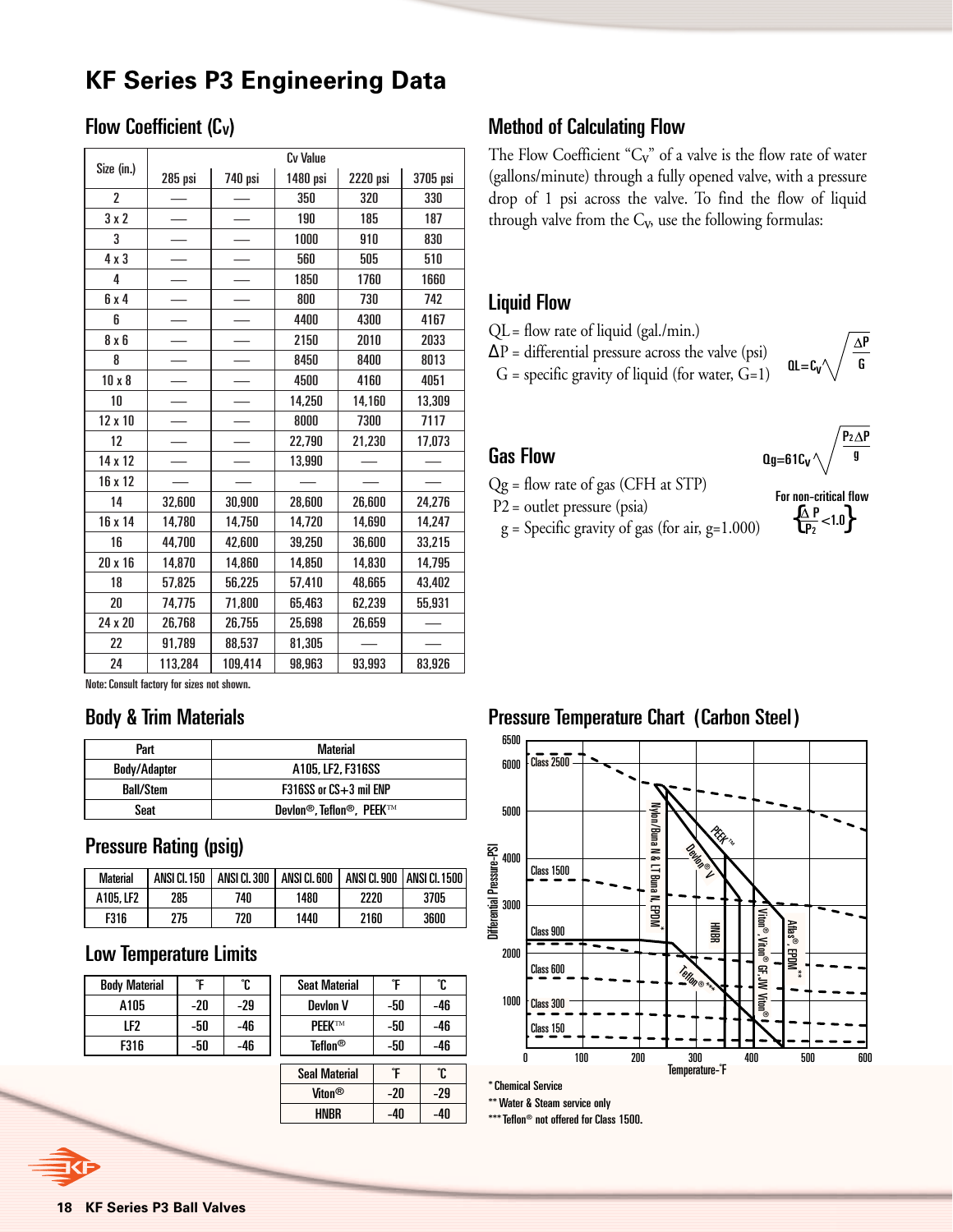# KF Series P3 Engineering Data

## Flow Coefficient ($C_V$)

| Size (in.) | Cv Value | | | | |
|---|---|---|---|---|---|
| | 285 psi | 740 psi | 1480 psi | 2220 psi | 3705 psi |
| 2 | — | — | 350 | 320 | 330 |
| 3 x 2 | — | — | 190 | 185 | 187 |
| 3 | — | — | 1000 | 910 | 830 |
| 4 x 3 | — | — | 560 | 505 | 510 |
| 4 | — | — | 1850 | 1760 | 1660 |
| 6 x 4 | — | — | 800 | 730 | 742 |
| 6 | — | — | 4400 | 4300 | 4167 |
| 8 x 6 | — | — | 2150 | 2010 | 2033 |
| 8 | — | — | 8450 | 8400 | 8013 |
| 10 x 8 | — | — | 4500 | 4160 | 4051 |
| 10 | — | — | 14,250 | 14,160 | 13,309 |
| 12 x 10 | — | — | 8000 | 7300 | 7117 |
| 12 | — | — | 22,790 | 21,230 | 17,073 |
| 14 x 12 | — | — | 13,990 | — | — |
| 16 x 12 | — | — | — | — | — |
| 14 | 32,600 | 30,900 | 28,600 | 26,600 | 24,276 |
| 16 x 14 | 14,780 | 14,750 | 14,720 | 14,690 | 14,247 |
| 16 | 44,700 | 42,600 | 39,250 | 36,600 | 33,215 |
| 20 x 16 | 14,870 | 14,860 | 14,850 | 14,830 | 14,795 |
| 18 | 57,825 | 56,225 | 57,410 | 48,665 | 43,402 |
| 20 | 74,775 | 71,800 | 65,463 | 62,239 | 55,931 |
| 24 x 20 | 26,768 | 26,755 | 25,698 | 26,659 | — |
| 22 | 91,789 | 88,537 | 81,305 | — | — |
| 24 | 113,284 | 109,414 | 98,963 | 93,993 | 83,926 |

Note: Consult factory for sizes not shown.

## Method of Calculating Flow

The Flow Coefficient "$C_V$" of a valve is the flow rate of water (gallons/minute) through a fully opened valve, with a pressure drop of 1 psi across the valve. To find the flow of liquid through valve from the $C_V$, use the following formulas:

## Liquid Flow

QL = flow rate of liquid (gal./min.)
$\Delta P$ = differential pressure across the valve (psi)
G = specific gravity of liquid (for water, G=1)

$$QL = C_V \sqrt{\frac{\Delta P}{G}}$$

## Gas Flow

Qg = flow rate of gas (CFH at STP)
P2 = outlet pressure (psia)
g = Specific gravity of gas (for air, g=1.000)

$$Qg = 61 C_V \sqrt{\frac{P_2 \Delta P}{g}}$$

For non-critical flow $\left\{ \frac{\Delta P}{P_2} < 1.0 \right\}$

## Body & Trim Materials

| Part | Material |
|---|---|
| Body/Adapter | A105, LF2, F316SS |
| Ball/Stem | F316SS or CS+3 mil ENP |
| Seat | Devlon®, Teflon®, PEEK™ |

## Pressure Rating (psig)

| Material | ANSI Cl. 150 | ANSI Cl. 300 | ANSI Cl. 600 | ANSI Cl. 900 | ANSI Cl. 1500 |
|---|---|---|---|---|---|
| A105, LF2 | 285 | 740 | 1480 | 2220 | 3705 |
| F316 | 275 | 720 | 1440 | 2160 | 3600 |

## Low Temperature Limits

| Body Material | °F | °C |
|---|---|---|
| A105 | -20 | -29 |
| LF2 | -50 | -46 |
| F316 | -50 | -46 |

| Seat Material | °F | °C |
|---|---|---|
| Devlon V | -50 | -46 |
| PEEK™ | -50 | -46 |
| Teflon® | -50 | -46 |

| Seal Material | °F | °C |
|---|---|---|
| Viton® | -20 | -29 |
| HNBR | -40 | -40 |

## Pressure Temperature Chart (Carbon Steel)

Differential Pressure-PSI vs. Temperature-°F. Class lines: Class 2500, Class 1500, Class 900, Class 600, Class 300, Class 150. Material curves: Nylon/Buna N & LT Buna N, EPDM*, PEEK™, Devlon® V, HNBR, Teflon®***, Viton®, Viton® GF, JW Viton®, Aflas®, EPDM**.

\* Chemical Service
\*\* Water & Steam service only
\*\*\* Teflon® not offered for Class 1500.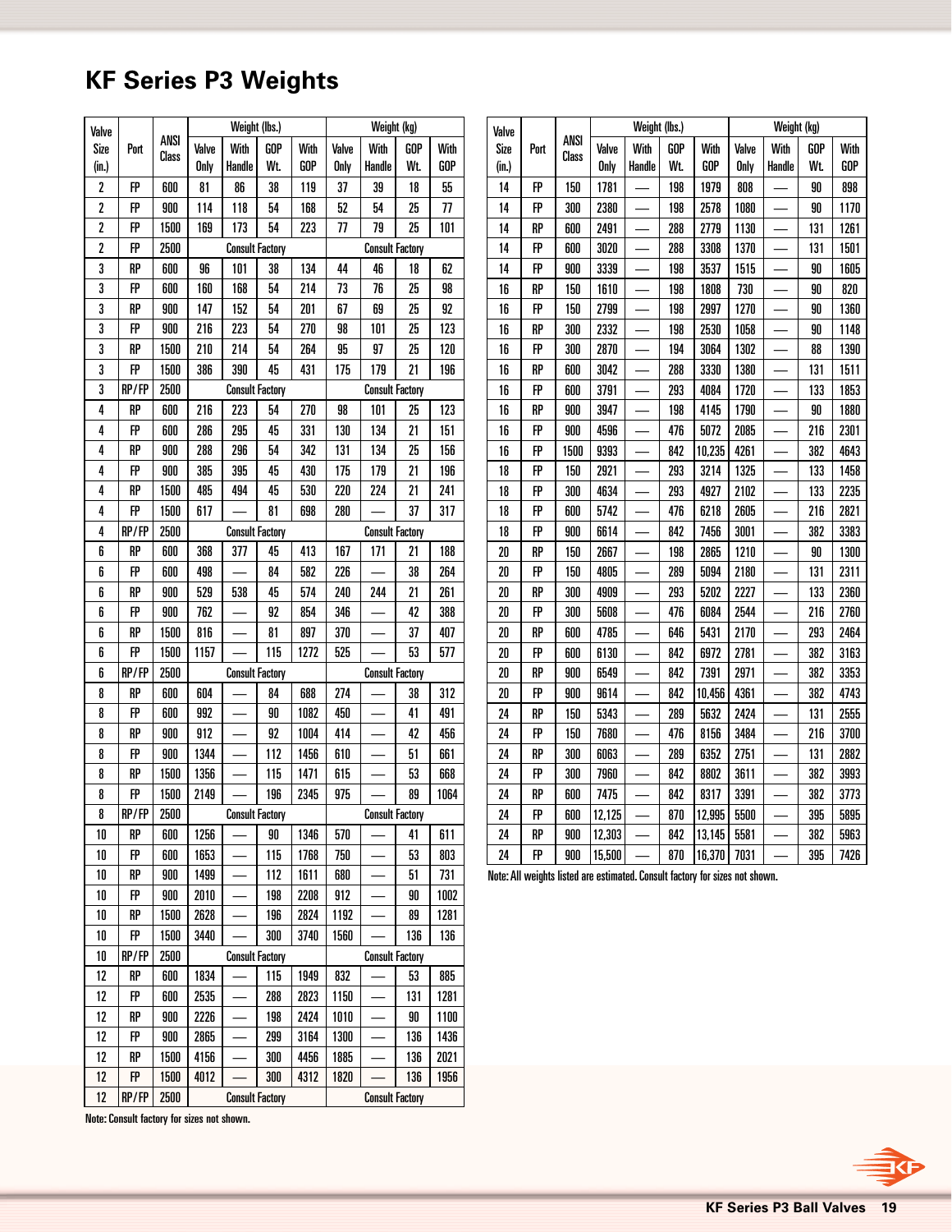# KF Series P3 Weights

| Valve Size (in.) | Port | ANSI Class | Weight (lbs.) | | | | Weight (kg) | | | |
|---|---|---|---|---|---|---|---|---|---|---|
| | | | Valve Only | With Handle | GOP Wt. | With GOP | Valve Only | With Handle | GOP Wt. | With GOP |
| 2 | FP | 600 | 81 | 86 | 38 | 119 | 37 | 39 | 18 | 55 |
| 2 | FP | 900 | 114 | 118 | 54 | 168 | 52 | 54 | 25 | 77 |
| 2 | FP | 1500 | 169 | 173 | 54 | 223 | 77 | 79 | 25 | 101 |
| 2 | FP | 2500 | Consult Factory | | | | Consult Factory | | | |
| 3 | RP | 600 | 96 | 101 | 38 | 134 | 44 | 46 | 18 | 62 |
| 3 | FP | 600 | 160 | 168 | 54 | 214 | 73 | 76 | 25 | 98 |
| 3 | RP | 900 | 147 | 152 | 54 | 201 | 67 | 69 | 25 | 92 |
| 3 | FP | 900 | 216 | 223 | 54 | 270 | 98 | 101 | 25 | 123 |
| 3 | RP | 1500 | 210 | 214 | 54 | 264 | 95 | 97 | 25 | 120 |
| 3 | FP | 1500 | 386 | 390 | 45 | 431 | 175 | 179 | 21 | 196 |
| 3 | RP/FP | 2500 | Consult Factory | | | | Consult Factory | | | |
| 4 | RP | 600 | 216 | 223 | 54 | 270 | 98 | 101 | 25 | 123 |
| 4 | FP | 600 | 286 | 295 | 45 | 331 | 130 | 134 | 21 | 151 |
| 4 | RP | 900 | 288 | 296 | 54 | 342 | 131 | 134 | 25 | 156 |
| 4 | FP | 900 | 385 | 395 | 45 | 430 | 175 | 179 | 21 | 196 |
| 4 | RP | 1500 | 485 | 494 | 45 | 530 | 220 | 224 | 21 | 241 |
| 4 | FP | 1500 | 617 | — | 81 | 698 | 280 | — | 37 | 317 |
| 4 | RP/FP | 2500 | Consult Factory | | | | Consult Factory | | | |
| 6 | RP | 600 | 368 | 377 | 45 | 413 | 167 | 171 | 21 | 188 |
| 6 | FP | 600 | 498 | — | 84 | 582 | 226 | — | 38 | 264 |
| 6 | RP | 900 | 529 | 538 | 45 | 574 | 240 | 244 | 21 | 261 |
| 6 | FP | 900 | 762 | — | 92 | 854 | 346 | — | 42 | 388 |
| 6 | RP | 1500 | 816 | — | 81 | 897 | 370 | — | 37 | 407 |
| 6 | FP | 1500 | 1157 | — | 115 | 1272 | 525 | — | 53 | 577 |
| 6 | RP/FP | 2500 | Consult Factory | | | | Consult Factory | | | |
| 8 | RP | 600 | 604 | — | 84 | 688 | 274 | — | 38 | 312 |
| 8 | FP | 600 | 992 | — | 90 | 1082 | 450 | — | 41 | 491 |
| 8 | RP | 900 | 912 | — | 92 | 1004 | 414 | — | 42 | 456 |
| 8 | FP | 900 | 1344 | — | 112 | 1456 | 610 | — | 51 | 661 |
| 8 | RP | 1500 | 1356 | — | 115 | 1471 | 615 | — | 53 | 668 |
| 8 | FP | 1500 | 2149 | — | 196 | 2345 | 975 | — | 89 | 1064 |
| 8 | RP/FP | 2500 | Consult Factory | | | | Consult Factory | | | |
| 10 | RP | 600 | 1256 | — | 90 | 1346 | 570 | — | 41 | 611 |
| 10 | FP | 600 | 1653 | — | 115 | 1768 | 750 | — | 53 | 803 |
| 10 | RP | 900 | 1499 | — | 112 | 1611 | 680 | — | 51 | 731 |
| 10 | FP | 900 | 2010 | — | 198 | 2208 | 912 | — | 90 | 1002 |
| 10 | RP | 1500 | 2628 | — | 196 | 2824 | 1192 | — | 89 | 1281 |
| 10 | FP | 1500 | 3440 | — | 300 | 3740 | 1560 | — | 136 | 136 |
| 10 | RP/FP | 2500 | Consult Factory | | | | Consult Factory | | | |
| 12 | RP | 600 | 1834 | — | 115 | 1949 | 832 | — | 53 | 885 |
| 12 | FP | 600 | 2535 | — | 288 | 2823 | 1150 | — | 131 | 1281 |
| 12 | RP | 900 | 2226 | — | 198 | 2424 | 1010 | — | 90 | 1100 |
| 12 | FP | 900 | 2865 | — | 299 | 3164 | 1300 | — | 136 | 1436 |
| 12 | RP | 1500 | 4156 | — | 300 | 4456 | 1885 | — | 136 | 2021 |
| 12 | FP | 1500 | 4012 | — | 300 | 4312 | 1820 | — | 136 | 1956 |
| 12 | RP/FP | 2500 | Consult Factory | | | | Consult Factory | | | |

Note: Consult factory for sizes not shown.

| Valve Size (in.) | Port | ANSI Class | Weight (lbs.) | | | | Weight (kg) | | | |
|---|---|---|---|---|---|---|---|---|---|---|
| | | | Valve Only | With Handle | GOP Wt. | With GOP | Valve Only | With Handle | GOP Wt. | With GOP |
| 14 | FP | 150 | 1781 | — | 198 | 1979 | 808 | — | 90 | 898 |
| 14 | FP | 300 | 2380 | — | 198 | 2578 | 1080 | — | 90 | 1170 |
| 14 | RP | 600 | 2491 | — | 288 | 2779 | 1130 | — | 131 | 1261 |
| 14 | FP | 600 | 3020 | — | 288 | 3308 | 1370 | — | 131 | 1501 |
| 14 | FP | 900 | 3339 | — | 198 | 3537 | 1515 | — | 90 | 1605 |
| 16 | RP | 150 | 1610 | — | 198 | 1808 | 730 | — | 90 | 820 |
| 16 | FP | 150 | 2799 | — | 198 | 2997 | 1270 | — | 90 | 1360 |
| 16 | RP | 300 | 2332 | — | 198 | 2530 | 1058 | — | 90 | 1148 |
| 16 | FP | 300 | 2870 | — | 194 | 3064 | 1302 | — | 88 | 1390 |
| 16 | RP | 600 | 3042 | — | 288 | 3330 | 1380 | — | 131 | 1511 |
| 16 | FP | 600 | 3791 | — | 293 | 4084 | 1720 | — | 133 | 1853 |
| 16 | RP | 900 | 3947 | — | 198 | 4145 | 1790 | — | 90 | 1880 |
| 16 | FP | 900 | 4596 | — | 476 | 5072 | 2085 | — | 216 | 2301 |
| 16 | FP | 1500 | 9393 | — | 842 | 10,235 | 4261 | — | 382 | 4643 |
| 18 | FP | 150 | 2921 | — | 293 | 3214 | 1325 | — | 133 | 1458 |
| 18 | FP | 300 | 4634 | — | 293 | 4927 | 2102 | — | 133 | 2235 |
| 18 | FP | 600 | 5742 | — | 476 | 6218 | 2605 | — | 216 | 2821 |
| 18 | FP | 900 | 6614 | — | 842 | 7456 | 3001 | — | 382 | 3383 |
| 20 | RP | 150 | 2667 | — | 198 | 2865 | 1210 | — | 90 | 1300 |
| 20 | FP | 150 | 4805 | — | 289 | 5094 | 2180 | — | 131 | 2311 |
| 20 | RP | 300 | 4909 | — | 293 | 5202 | 2227 | — | 133 | 2360 |
| 20 | FP | 300 | 5608 | — | 476 | 6084 | 2544 | — | 216 | 2760 |
| 20 | RP | 600 | 4785 | — | 646 | 5431 | 2170 | — | 293 | 2464 |
| 20 | FP | 600 | 6130 | — | 842 | 6972 | 2781 | — | 382 | 3163 |
| 20 | RP | 900 | 6549 | — | 842 | 7391 | 2971 | — | 382 | 3353 |
| 20 | FP | 900 | 9614 | — | 842 | 10,456 | 4361 | — | 382 | 4743 |
| 24 | RP | 150 | 5343 | — | 289 | 5632 | 2424 | — | 131 | 2555 |
| 24 | FP | 150 | 7680 | — | 476 | 8156 | 3484 | — | 216 | 3700 |
| 24 | RP | 300 | 6063 | — | 289 | 6352 | 2751 | — | 131 | 2882 |
| 24 | FP | 300 | 7960 | — | 842 | 8802 | 3611 | — | 382 | 3993 |
| 24 | RP | 600 | 7475 | — | 842 | 8317 | 3391 | — | 382 | 3773 |
| 24 | FP | 600 | 12,125 | — | 870 | 12,995 | 5500 | — | 395 | 5895 |
| 24 | RP | 900 | 12,303 | — | 842 | 13,145 | 5581 | — | 382 | 5963 |
| 24 | FP | 900 | 15,500 | — | 870 | 16,370 | 7031 | — | 395 | 7426 |

Note: All weights listed are estimated. Consult factory for sizes not shown.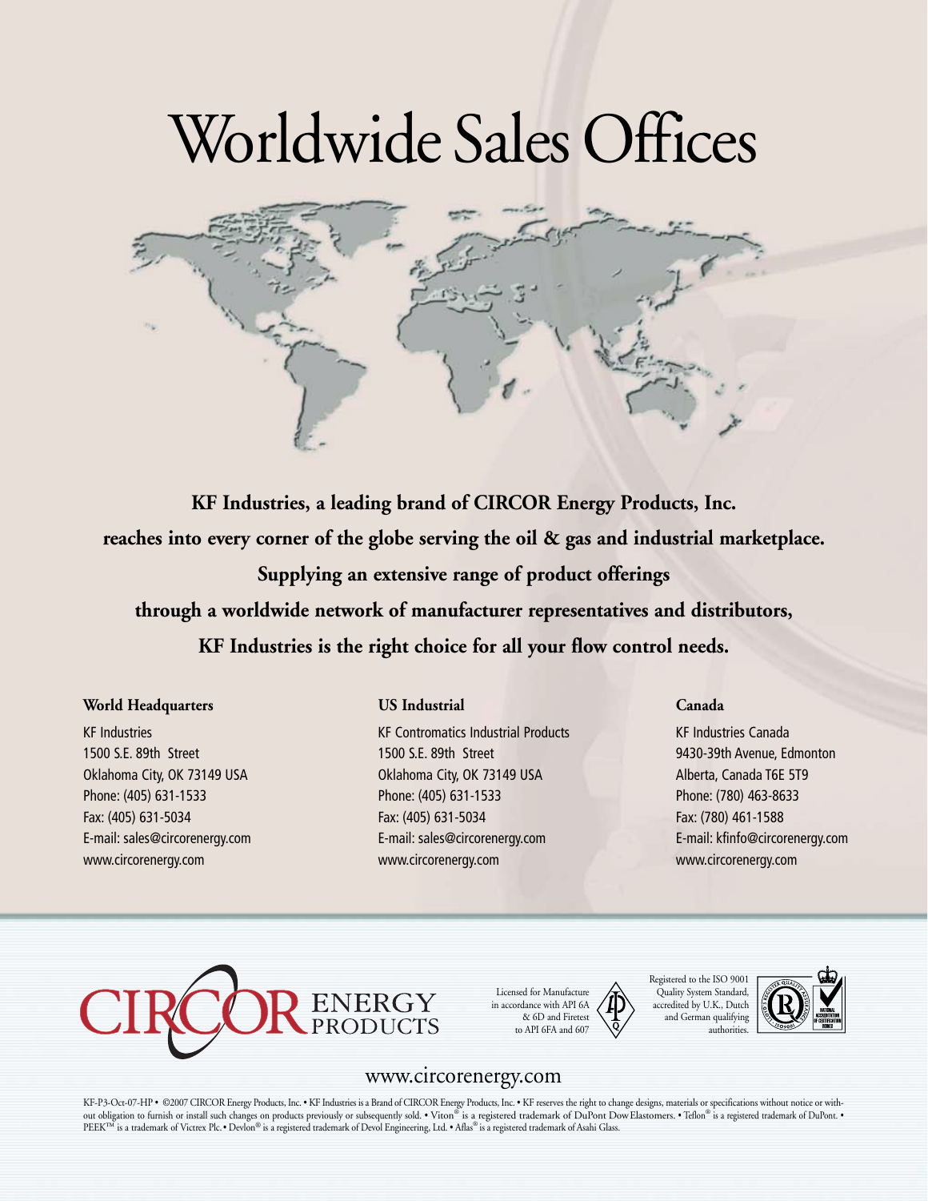# Worldwide Sales Offices

**KF Industries, a leading brand of CIRCOR Energy Products, Inc.**
**reaches into every corner of the globe serving the oil & gas and industrial marketplace.**
**Supplying an extensive range of product offerings**
**through a worldwide network of manufacturer representatives and distributors,**
**KF Industries is the right choice for all your flow control needs.**

### World Headquarters

KF Industries
1500 S.E. 89th Street
Oklahoma City, OK 73149 USA
Phone: (405) 631-1533
Fax: (405) 631-5034
E-mail: sales@circorenergy.com
www.circorenergy.com

### US Industrial

KF Contromatics Industrial Products
1500 S.E. 89th Street
Oklahoma City, OK 73149 USA
Phone: (405) 631-1533
Fax: (405) 631-5034
E-mail: sales@circorenergy.com
www.circorenergy.com

### Canada

KF Industries Canada
9430-39th Avenue, Edmonton
Alberta, Canada T6E 5T9
Phone: (780) 463-8633
Fax: (780) 461-1588
E-mail: kfinfo@circorenergy.com
www.circorenergy.com

CIRCOR ENERGY PRODUCTS

Licensed for Manufacture in accordance with API 6A & 6D and Firetest to API 6FA and 607

Registered to the ISO 9001 Quality System Standard, accredited by U.K., Dutch and German qualifying authorities.

www.circorenergy.com

KF-P3-Oct-07-HP • ©2007 CIRCOR Energy Products, Inc. • KF Industries is a Brand of CIRCOR Energy Products, Inc. • KF reserves the right to change designs, materials or specifications without notice or without obligation to furnish or install such changes on products previously or subsequently sold. • Viton® is a registered trademark of DuPont Dow Elastomers. • Teflon® is a registered trademark of DuPont. • PEEK™ is a trademark of Victrex Plc. • Devlon® is a registered trademark of Devol Engineering, Ltd. • Aflas® is a registered trademark of Asahi Glass.